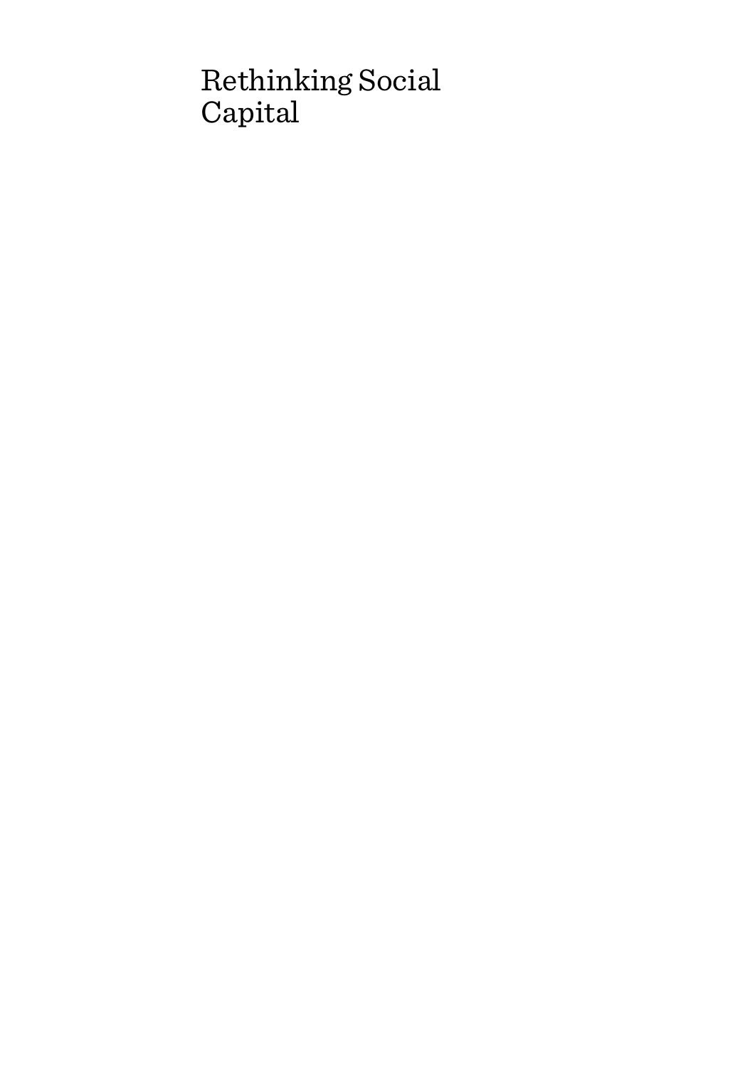# Rethinking Social Capital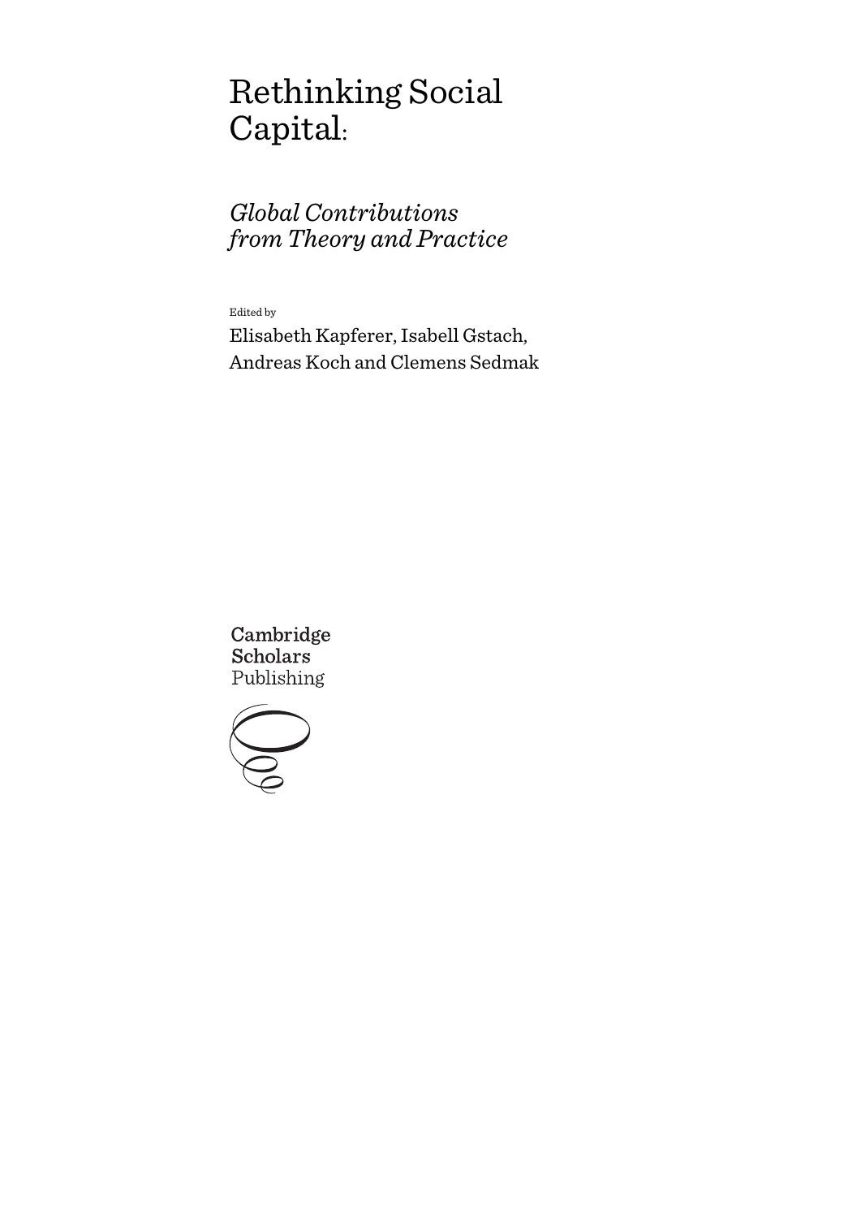# Rethinking Social Capital:

## *Global Contributions from Theory and Practice*

Edited by

Elisabeth Kapferer, Isabell Gstach, Andreas Koch and Clemens Sedmak

Cambridge Scholars Publishing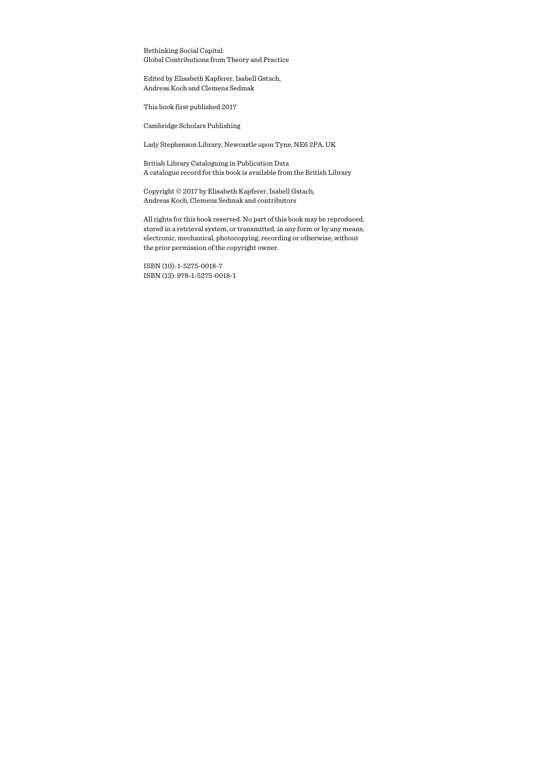Rethinking Social Capital:
Global Contributions from Theory and Practice

Edited by Elisabeth Kapferer, Isabell Gstach,
Andreas Koch and Clemens Sedmak

This book first published 2017

Cambridge Scholars Publishing

Lady Stephenson Library, Newcastle upon Tyne, NE6 2PA, UK

British Library Cataloguing in Publication Data
A catalogue record for this book is available from the British Library

Copyright © 2017 by Elisabeth Kapferer, Isabell Gstach,
Andreas Koch, Clemens Sedmak and contributors

All rights for this book reserved. No part of this book may be reproduced, stored in a retrieval system, or transmitted, in any form or by any means, electronic, mechanical, photocopying, recording or otherwise, without the prior permission of the copyright owner.

ISBN (10): 1-5275-0018-7
ISBN (13): 978-1-5275-0018-1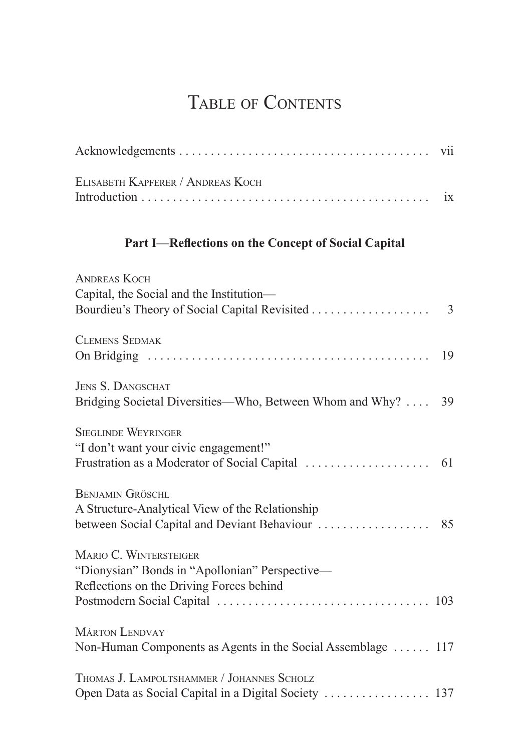# Table of Contents

Acknowledgements ........................................ vii

Elisabeth Kapferer / Andreas Koch
Introduction ............................................ ix

## Part I—Reflections on the Concept of Social Capital

Andreas Koch
Capital, the Social and the Institution—
Bourdieu's Theory of Social Capital Revisited .................. 3

Clemens Sedmak
On Bridging ............................................ 19

Jens S. Dangschat
Bridging Societal Diversities—Who, Between Whom and Why? .... 39

Sieglinde Weyringer
"I don't want your civic engagement!"
Frustration as a Moderator of Social Capital .................... 61

Benjamin Gröschl
A Structure-Analytical View of the Relationship
between Social Capital and Deviant Behaviour .................. 85

Mario C. Wintersteiger
"Dionysian" Bonds in "Apollonian" Perspective—
Reflections on the Driving Forces behind
Postmodern Social Capital .................................. 103

Márton Lendvay
Non-Human Components as Agents in the Social Assemblage ...... 117

Thomas J. Lampoltshammer / Johannes Scholz
Open Data as Social Capital in a Digital Society ................ 137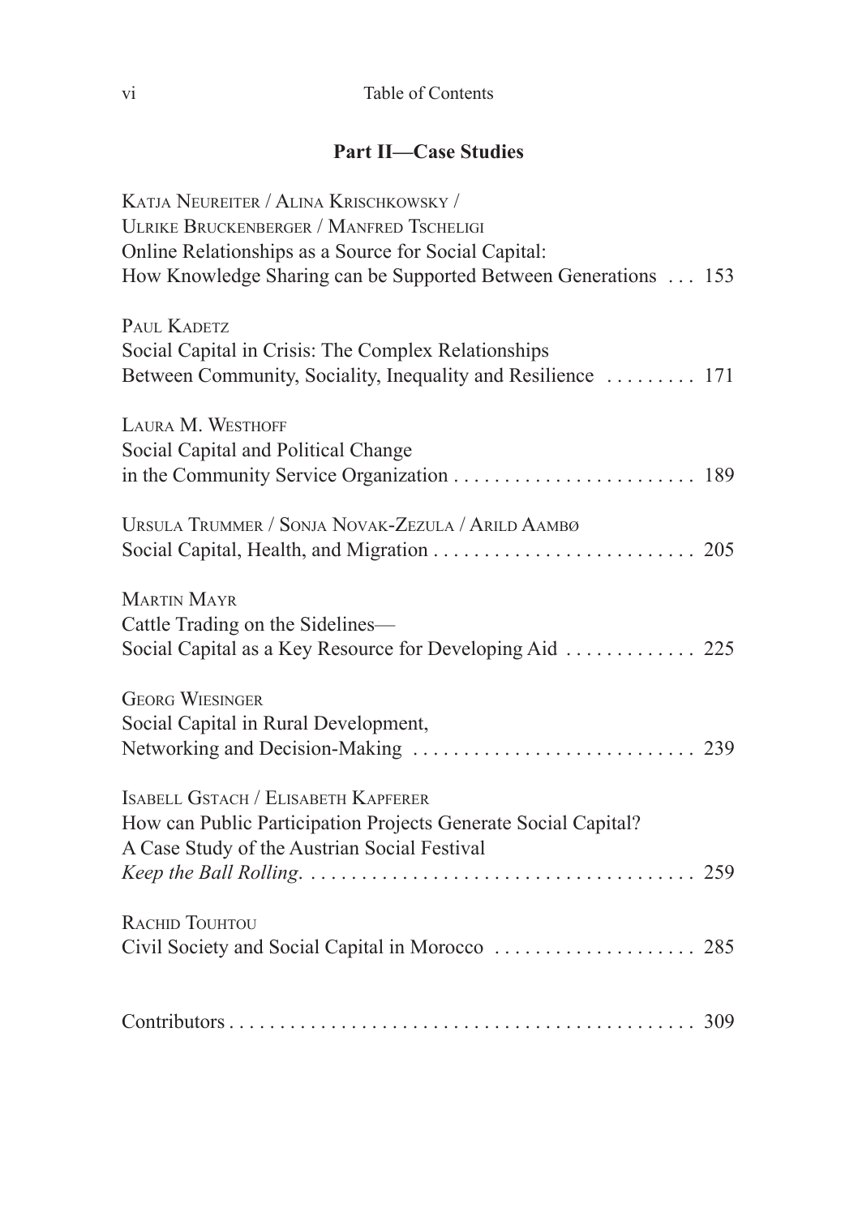## Part II—Case Studies

Katja Neureiter / Alina Krischkowsky / Ulrike Bruckenberger / Manfred Tscheligi
Online Relationships as a Source for Social Capital: How Knowledge Sharing can be Supported Between Generations . . . 153

Paul Kadetz
Social Capital in Crisis: The Complex Relationships Between Community, Sociality, Inequality and Resilience . . . . . . . . . 171

Laura M. Westhoff
Social Capital and Political Change in the Community Service Organization . . . . . . . . . . . . . . . . . . . . . . . . 189

Ursula Trummer / Sonja Novak-Zezula / Arild Aambø
Social Capital, Health, and Migration . . . . . . . . . . . . . . . . . . . . . . . . . . 205

Martin Mayr
Cattle Trading on the Sidelines—Social Capital as a Key Resource for Developing Aid . . . . . . . . . . . . . 225

Georg Wiesinger
Social Capital in Rural Development, Networking and Decision-Making . . . . . . . . . . . . . . . . . . . . . . . . . . . . 239

Isabell Gstach / Elisabeth Kapferer
How can Public Participation Projects Generate Social Capital? A Case Study of the Austrian Social Festival *Keep the Ball Rolling*. . . . . . . . . . . . . . . . . . . . . . . . . . . . . . . . . . . . . . 259

Rachid Touhtou
Civil Society and Social Capital in Morocco . . . . . . . . . . . . . . . . . . . . 285

Contributors . . . . . . . . . . . . . . . . . . . . . . . . . . . . . . . . . . . . . . . . . . . . . . 309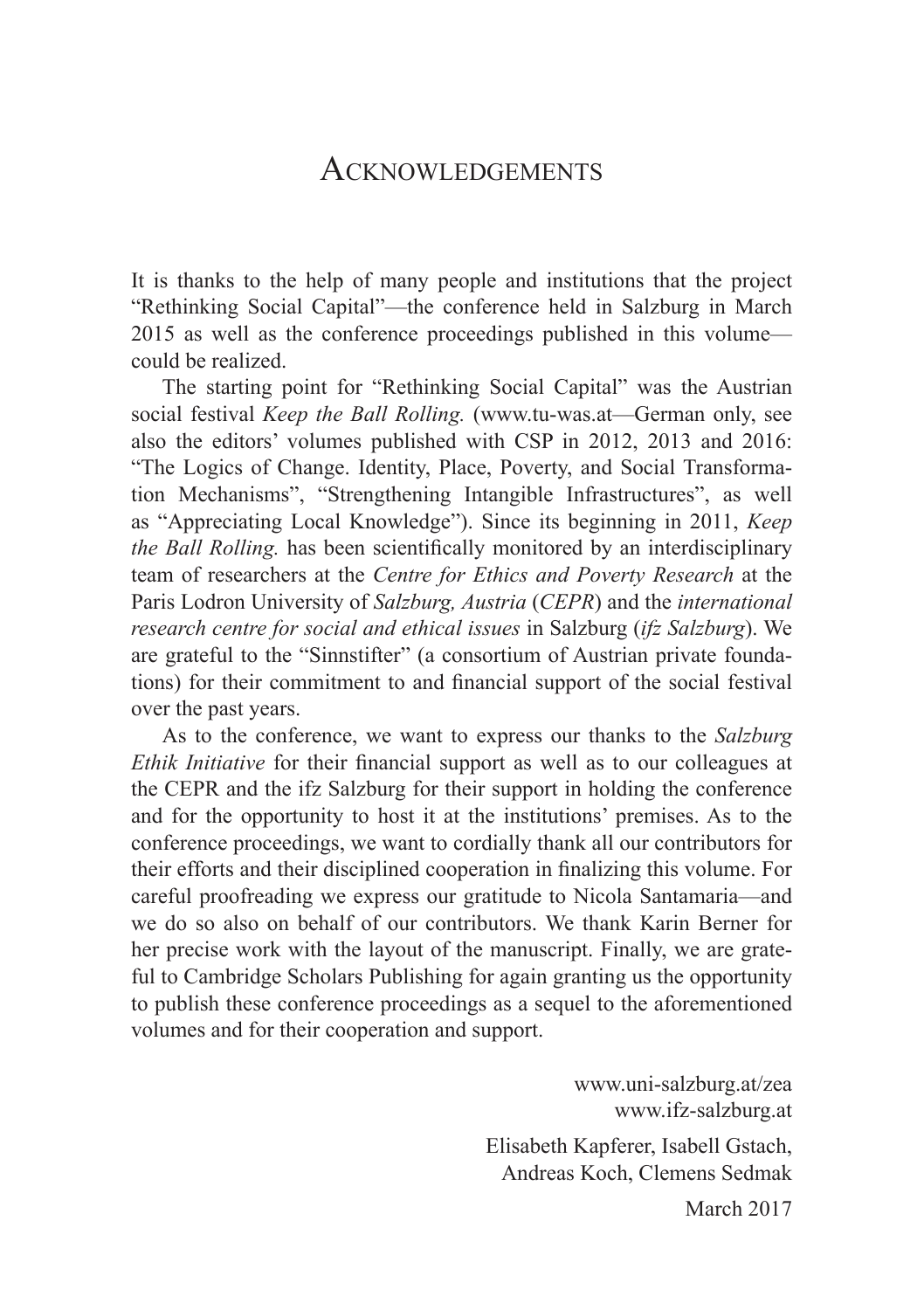# Acknowledgements

It is thanks to the help of many people and institutions that the project "Rethinking Social Capital"—the conference held in Salzburg in March 2015 as well as the conference proceedings published in this volume—could be realized.

The starting point for "Rethinking Social Capital" was the Austrian social festival *Keep the Ball Rolling.* (www.tu-was.at—German only, see also the editors' volumes published with CSP in 2012, 2013 and 2016: "The Logics of Change. Identity, Place, Poverty, and Social Transformation Mechanisms", "Strengthening Intangible Infrastructures", as well as "Appreciating Local Knowledge"). Since its beginning in 2011, *Keep the Ball Rolling.* has been scientifically monitored by an interdisciplinary team of researchers at the *Centre for Ethics and Poverty Research* at the Paris Lodron University of *Salzburg, Austria* (*CEPR*) and the *international research centre for social and ethical issues* in Salzburg (*ifz Salzburg*). We are grateful to the "Sinnstifter" (a consortium of Austrian private foundations) for their commitment to and financial support of the social festival over the past years.

As to the conference, we want to express our thanks to the *Salzburg Ethik Initiative* for their financial support as well as to our colleagues at the CEPR and the ifz Salzburg for their support in holding the conference and for the opportunity to host it at the institutions' premises. As to the conference proceedings, we want to cordially thank all our contributors for their efforts and their disciplined cooperation in finalizing this volume. For careful proofreading we express our gratitude to Nicola Santamaria—and we do so also on behalf of our contributors. We thank Karin Berner for her precise work with the layout of the manuscript. Finally, we are grateful to Cambridge Scholars Publishing for again granting us the opportunity to publish these conference proceedings as a sequel to the aforementioned volumes and for their cooperation and support.

www.uni-salzburg.at/zea
www.ifz-salzburg.at

Elisabeth Kapferer, Isabell Gstach,
Andreas Koch, Clemens Sedmak

March 2017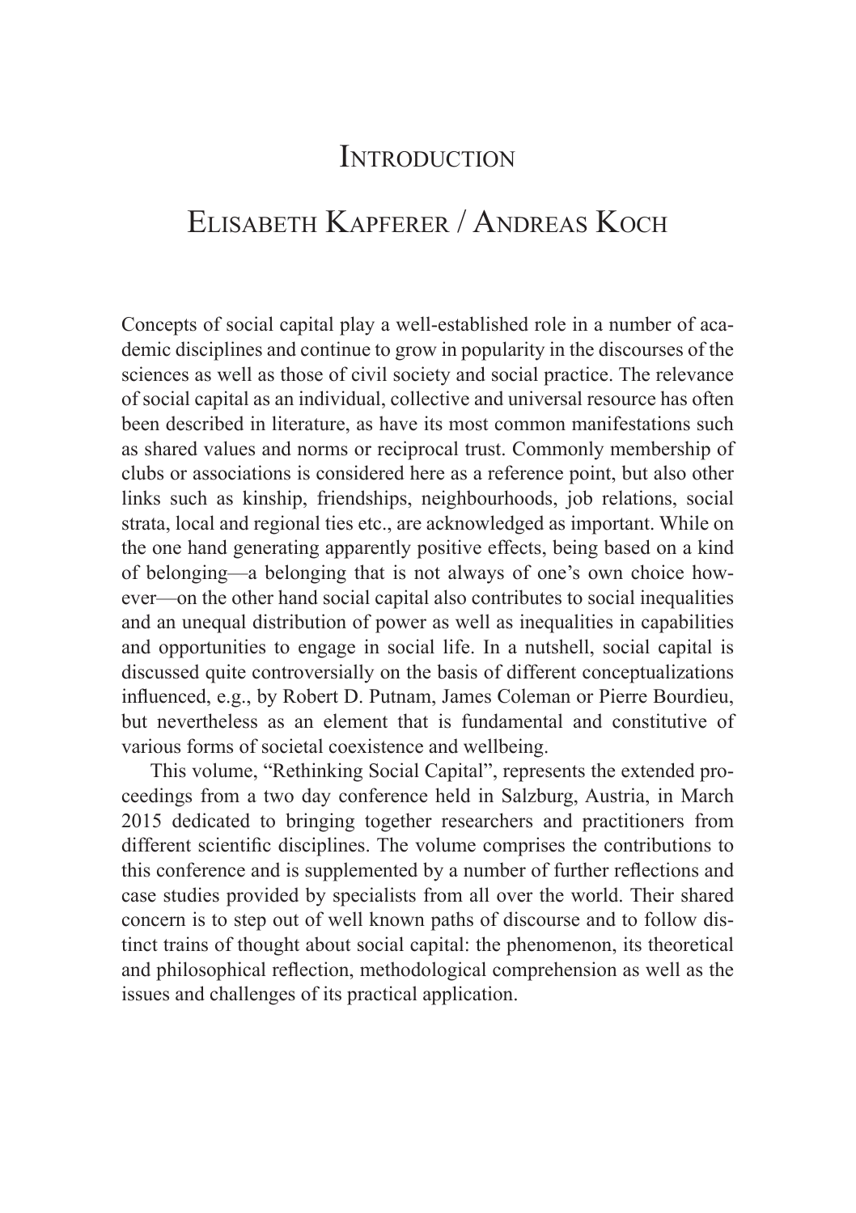# Introduction

## Elisabeth Kapferer / Andreas Koch

Concepts of social capital play a well-established role in a number of academic disciplines and continue to grow in popularity in the discourses of the sciences as well as those of civil society and social practice. The relevance of social capital as an individual, collective and universal resource has often been described in literature, as have its most common manifestations such as shared values and norms or reciprocal trust. Commonly membership of clubs or associations is considered here as a reference point, but also other links such as kinship, friendships, neighbourhoods, job relations, social strata, local and regional ties etc., are acknowledged as important. While on the one hand generating apparently positive effects, being based on a kind of belonging—a belonging that is not always of one's own choice however—on the other hand social capital also contributes to social inequalities and an unequal distribution of power as well as inequalities in capabilities and opportunities to engage in social life. In a nutshell, social capital is discussed quite controversially on the basis of different conceptualizations influenced, e.g., by Robert D. Putnam, James Coleman or Pierre Bourdieu, but nevertheless as an element that is fundamental and constitutive of various forms of societal coexistence and wellbeing.

This volume, "Rethinking Social Capital", represents the extended proceedings from a two day conference held in Salzburg, Austria, in March 2015 dedicated to bringing together researchers and practitioners from different scientific disciplines. The volume comprises the contributions to this conference and is supplemented by a number of further reflections and case studies provided by specialists from all over the world. Their shared concern is to step out of well known paths of discourse and to follow distinct trains of thought about social capital: the phenomenon, its theoretical and philosophical reflection, methodological comprehension as well as the issues and challenges of its practical application.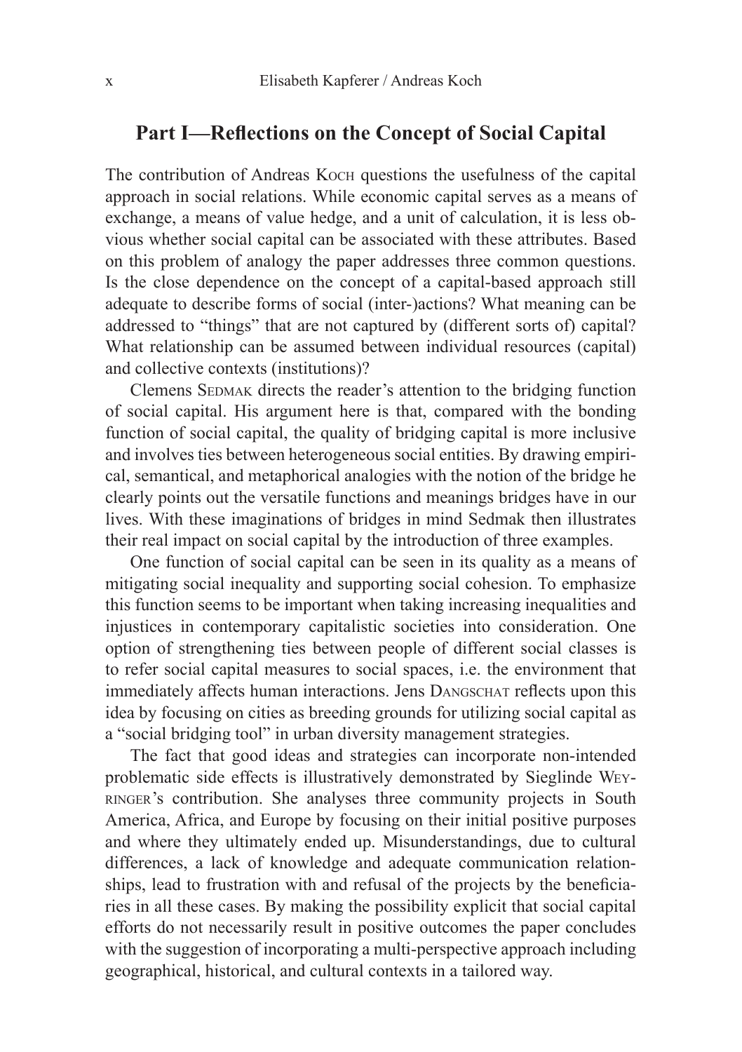## Part I—Reflections on the Concept of Social Capital

The contribution of Andreas Koch questions the usefulness of the capital approach in social relations. While economic capital serves as a means of exchange, a means of value hedge, and a unit of calculation, it is less obvious whether social capital can be associated with these attributes. Based on this problem of analogy the paper addresses three common questions. Is the close dependence on the concept of a capital-based approach still adequate to describe forms of social (inter-)actions? What meaning can be addressed to "things" that are not captured by (different sorts of) capital? What relationship can be assumed between individual resources (capital) and collective contexts (institutions)?

Clemens Sedmak directs the reader's attention to the bridging function of social capital. His argument here is that, compared with the bonding function of social capital, the quality of bridging capital is more inclusive and involves ties between heterogeneous social entities. By drawing empirical, semantical, and metaphorical analogies with the notion of the bridge he clearly points out the versatile functions and meanings bridges have in our lives. With these imaginations of bridges in mind Sedmak then illustrates their real impact on social capital by the introduction of three examples.

One function of social capital can be seen in its quality as a means of mitigating social inequality and supporting social cohesion. To emphasize this function seems to be important when taking increasing inequalities and injustices in contemporary capitalistic societies into consideration. One option of strengthening ties between people of different social classes is to refer social capital measures to social spaces, i.e. the environment that immediately affects human interactions. Jens Dangschat reflects upon this idea by focusing on cities as breeding grounds for utilizing social capital as a "social bridging tool" in urban diversity management strategies.

The fact that good ideas and strategies can incorporate non-intended problematic side effects is illustratively demonstrated by Sieglinde Weyringer's contribution. She analyses three community projects in South America, Africa, and Europe by focusing on their initial positive purposes and where they ultimately ended up. Misunderstandings, due to cultural differences, a lack of knowledge and adequate communication relationships, lead to frustration with and refusal of the projects by the beneficiaries in all these cases. By making the possibility explicit that social capital efforts do not necessarily result in positive outcomes the paper concludes with the suggestion of incorporating a multi-perspective approach including geographical, historical, and cultural contexts in a tailored way.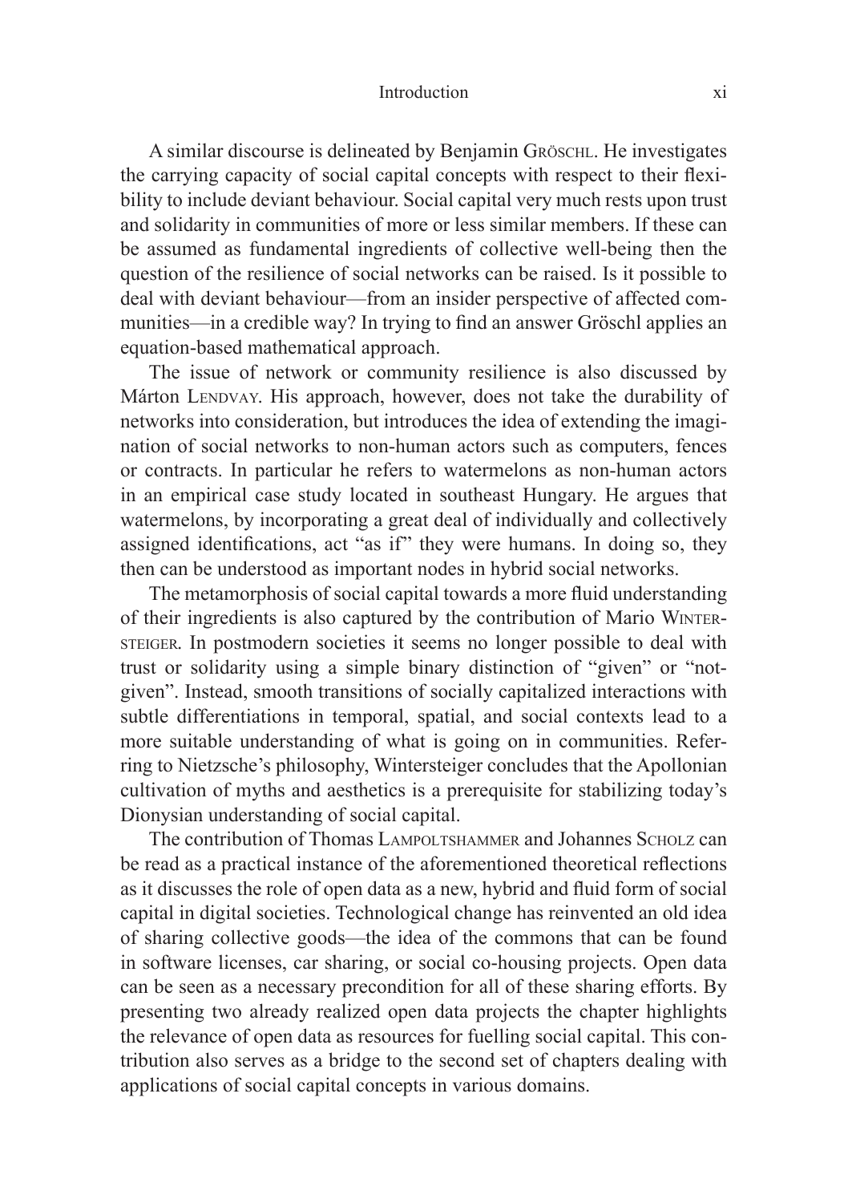A similar discourse is delineated by Benjamin Gröschl. He investigates the carrying capacity of social capital concepts with respect to their flexibility to include deviant behaviour. Social capital very much rests upon trust and solidarity in communities of more or less similar members. If these can be assumed as fundamental ingredients of collective well-being then the question of the resilience of social networks can be raised. Is it possible to deal with deviant behaviour—from an insider perspective of affected communities—in a credible way? In trying to find an answer Gröschl applies an equation-based mathematical approach.

The issue of network or community resilience is also discussed by Márton Lendvay. His approach, however, does not take the durability of networks into consideration, but introduces the idea of extending the imagination of social networks to non-human actors such as computers, fences or contracts. In particular he refers to watermelons as non-human actors in an empirical case study located in southeast Hungary. He argues that watermelons, by incorporating a great deal of individually and collectively assigned identifications, act "as if" they were humans. In doing so, they then can be understood as important nodes in hybrid social networks.

The metamorphosis of social capital towards a more fluid understanding of their ingredients is also captured by the contribution of Mario Wintersteiger. In postmodern societies it seems no longer possible to deal with trust or solidarity using a simple binary distinction of "given" or "not-given". Instead, smooth transitions of socially capitalized interactions with subtle differentiations in temporal, spatial, and social contexts lead to a more suitable understanding of what is going on in communities. Referring to Nietzsche's philosophy, Wintersteiger concludes that the Apollonian cultivation of myths and aesthetics is a prerequisite for stabilizing today's Dionysian understanding of social capital.

The contribution of Thomas Lampoltshammer and Johannes Scholz can be read as a practical instance of the aforementioned theoretical reflections as it discusses the role of open data as a new, hybrid and fluid form of social capital in digital societies. Technological change has reinvented an old idea of sharing collective goods—the idea of the commons that can be found in software licenses, car sharing, or social co-housing projects. Open data can be seen as a necessary precondition for all of these sharing efforts. By presenting two already realized open data projects the chapter highlights the relevance of open data as resources for fuelling social capital. This contribution also serves as a bridge to the second set of chapters dealing with applications of social capital concepts in various domains.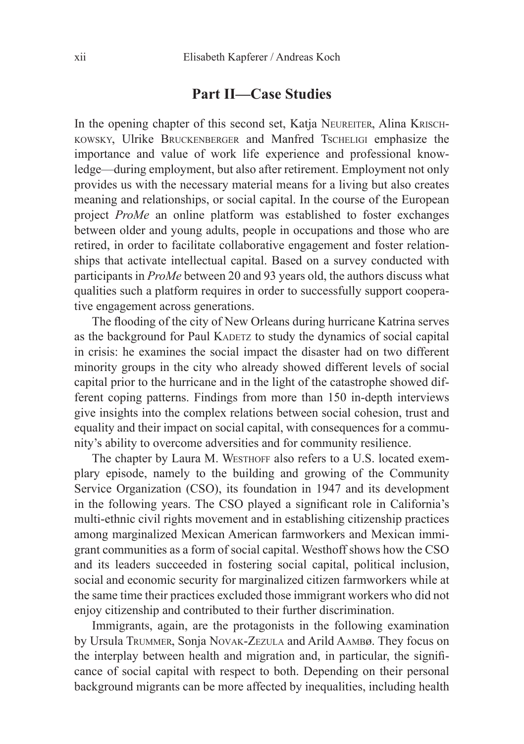## Part II—Case Studies

In the opening chapter of this second set, Katja Neureiter, Alina Krischkowsky, Ulrike Bruckenberger and Manfred Tscheligi emphasize the importance and value of work life experience and professional knowledge—during employment, but also after retirement. Employment not only provides us with the necessary material means for a living but also creates meaning and relationships, or social capital. In the course of the European project *ProMe* an online platform was established to foster exchanges between older and young adults, people in occupations and those who are retired, in order to facilitate collaborative engagement and foster relationships that activate intellectual capital. Based on a survey conducted with participants in *ProMe* between 20 and 93 years old, the authors discuss what qualities such a platform requires in order to successfully support cooperative engagement across generations.

The flooding of the city of New Orleans during hurricane Katrina serves as the background for Paul Kadetz to study the dynamics of social capital in crisis: he examines the social impact the disaster had on two different minority groups in the city who already showed different levels of social capital prior to the hurricane and in the light of the catastrophe showed different coping patterns. Findings from more than 150 in-depth interviews give insights into the complex relations between social cohesion, trust and equality and their impact on social capital, with consequences for a community's ability to overcome adversities and for community resilience.

The chapter by Laura M. Westhoff also refers to a U.S. located exemplary episode, namely to the building and growing of the Community Service Organization (CSO), its foundation in 1947 and its development in the following years. The CSO played a significant role in California's multi-ethnic civil rights movement and in establishing citizenship practices among marginalized Mexican American farmworkers and Mexican immigrant communities as a form of social capital. Westhoff shows how the CSO and its leaders succeeded in fostering social capital, political inclusion, social and economic security for marginalized citizen farmworkers while at the same time their practices excluded those immigrant workers who did not enjoy citizenship and contributed to their further discrimination.

Immigrants, again, are the protagonists in the following examination by Ursula Trummer, Sonja Novak-Zezula and Arild Aambø. They focus on the interplay between health and migration and, in particular, the significance of social capital with respect to both. Depending on their personal background migrants can be more affected by inequalities, including health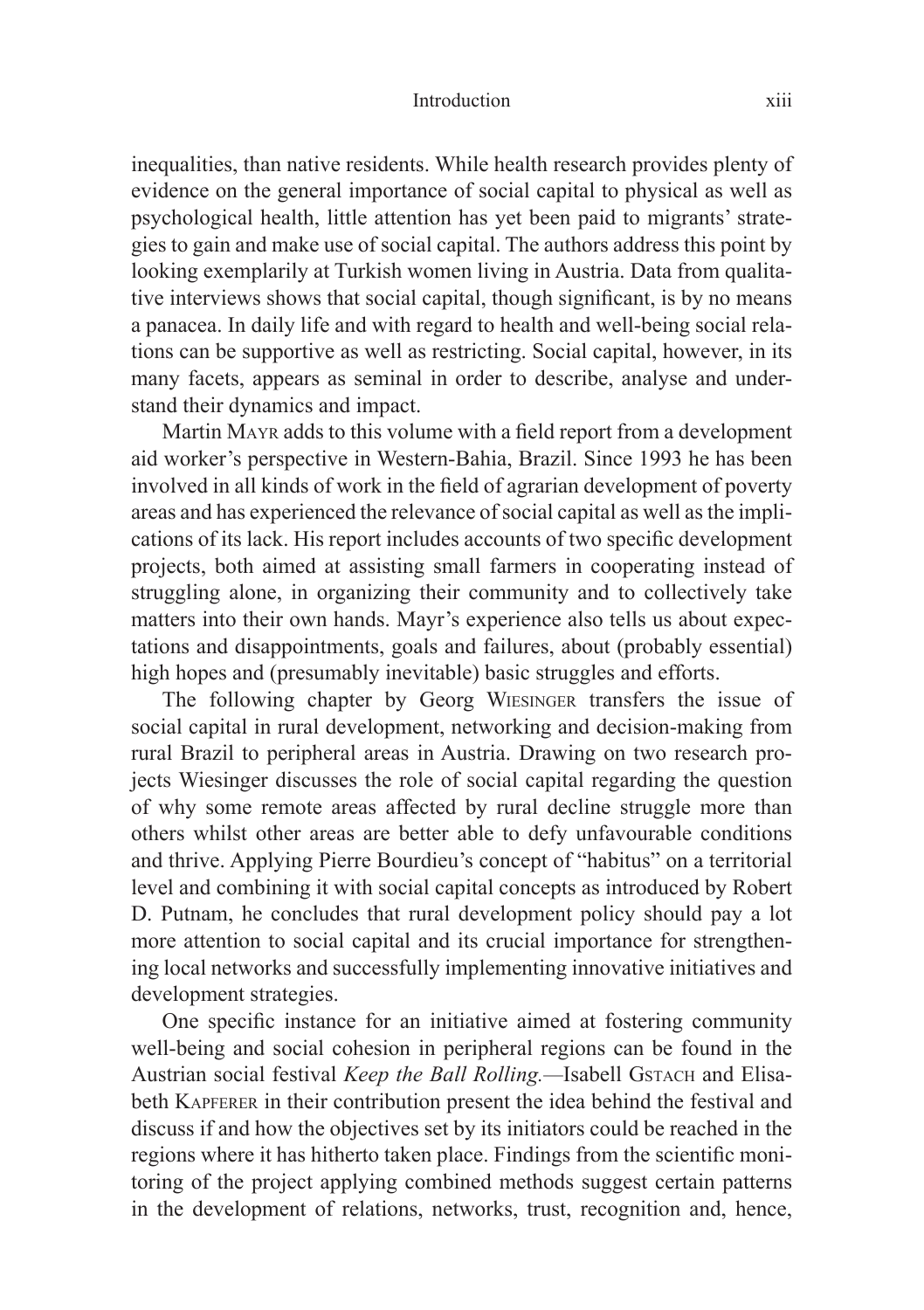inequalities, than native residents. While health research provides plenty of evidence on the general importance of social capital to physical as well as psychological health, little attention has yet been paid to migrants' strategies to gain and make use of social capital. The authors address this point by looking exemplarily at Turkish women living in Austria. Data from qualitative interviews shows that social capital, though significant, is by no means a panacea. In daily life and with regard to health and well-being social relations can be supportive as well as restricting. Social capital, however, in its many facets, appears as seminal in order to describe, analyse and understand their dynamics and impact.

Martin Mayr adds to this volume with a field report from a development aid worker's perspective in Western-Bahia, Brazil. Since 1993 he has been involved in all kinds of work in the field of agrarian development of poverty areas and has experienced the relevance of social capital as well as the implications of its lack. His report includes accounts of two specific development projects, both aimed at assisting small farmers in cooperating instead of struggling alone, in organizing their community and to collectively take matters into their own hands. Mayr's experience also tells us about expectations and disappointments, goals and failures, about (probably essential) high hopes and (presumably inevitable) basic struggles and efforts.

The following chapter by Georg Wiesinger transfers the issue of social capital in rural development, networking and decision-making from rural Brazil to peripheral areas in Austria. Drawing on two research projects Wiesinger discusses the role of social capital regarding the question of why some remote areas affected by rural decline struggle more than others whilst other areas are better able to defy unfavourable conditions and thrive. Applying Pierre Bourdieu's concept of "habitus" on a territorial level and combining it with social capital concepts as introduced by Robert D. Putnam, he concludes that rural development policy should pay a lot more attention to social capital and its crucial importance for strengthening local networks and successfully implementing innovative initiatives and development strategies.

One specific instance for an initiative aimed at fostering community well-being and social cohesion in peripheral regions can be found in the Austrian social festival *Keep the Ball Rolling.*—Isabell Gstach and Elisabeth Kapferer in their contribution present the idea behind the festival and discuss if and how the objectives set by its initiators could be reached in the regions where it has hitherto taken place. Findings from the scientific monitoring of the project applying combined methods suggest certain patterns in the development of relations, networks, trust, recognition and, hence,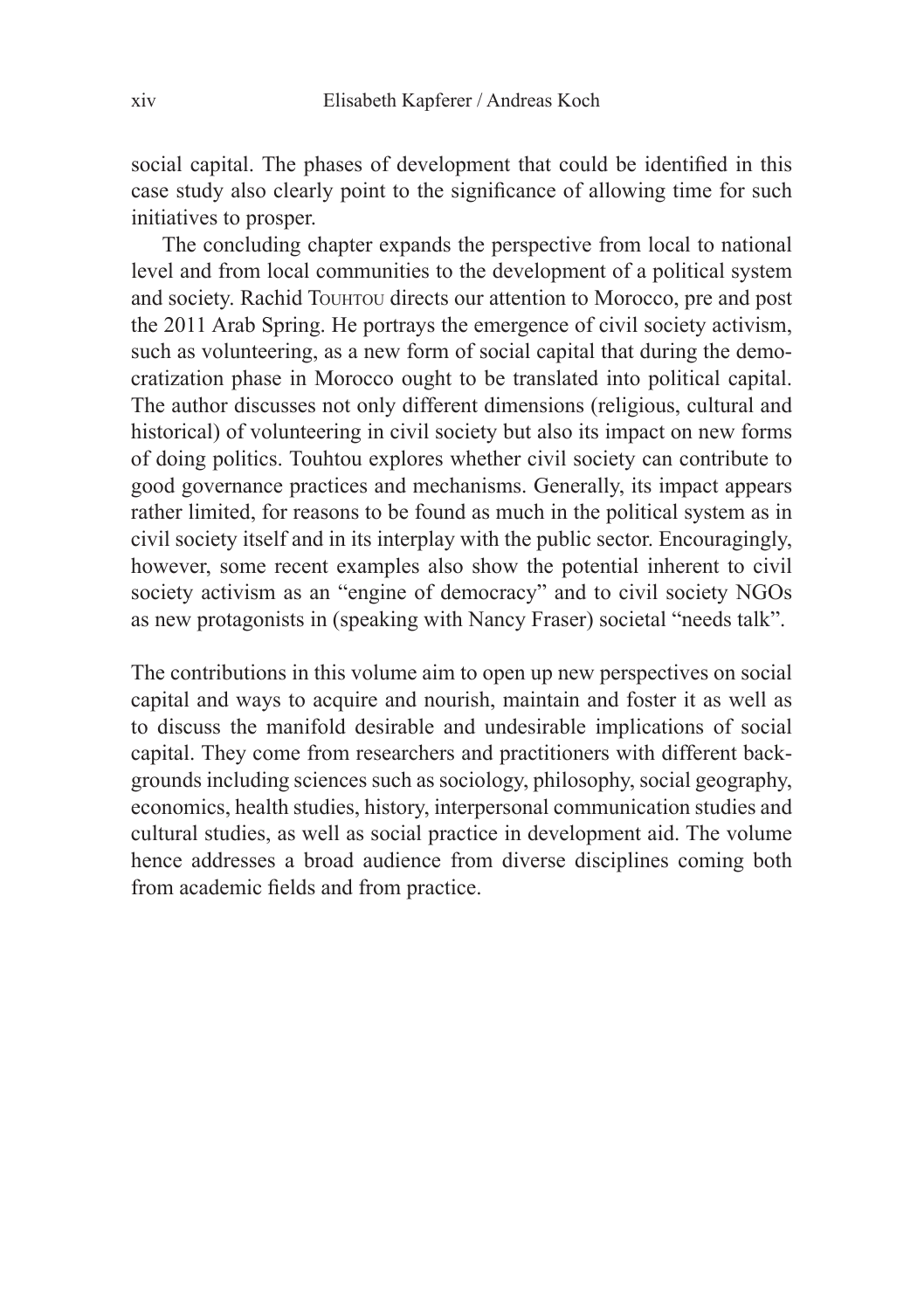social capital. The phases of development that could be identified in this case study also clearly point to the significance of allowing time for such initiatives to prosper.

The concluding chapter expands the perspective from local to national level and from local communities to the development of a political system and society. Rachid Touhtou directs our attention to Morocco, pre and post the 2011 Arab Spring. He portrays the emergence of civil society activism, such as volunteering, as a new form of social capital that during the democratization phase in Morocco ought to be translated into political capital. The author discusses not only different dimensions (religious, cultural and historical) of volunteering in civil society but also its impact on new forms of doing politics. Touhtou explores whether civil society can contribute to good governance practices and mechanisms. Generally, its impact appears rather limited, for reasons to be found as much in the political system as in civil society itself and in its interplay with the public sector. Encouragingly, however, some recent examples also show the potential inherent to civil society activism as an "engine of democracy" and to civil society NGOs as new protagonists in (speaking with Nancy Fraser) societal "needs talk".

The contributions in this volume aim to open up new perspectives on social capital and ways to acquire and nourish, maintain and foster it as well as to discuss the manifold desirable and undesirable implications of social capital. They come from researchers and practitioners with different backgrounds including sciences such as sociology, philosophy, social geography, economics, health studies, history, interpersonal communication studies and cultural studies, as well as social practice in development aid. The volume hence addresses a broad audience from diverse disciplines coming both from academic fields and from practice.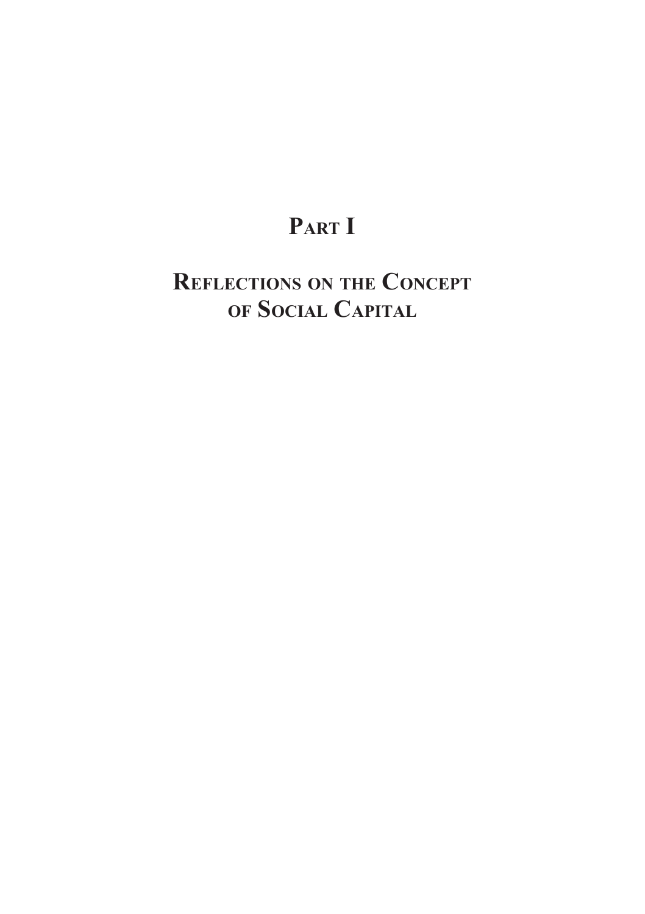# Part I

# Reflections on the Concept of Social Capital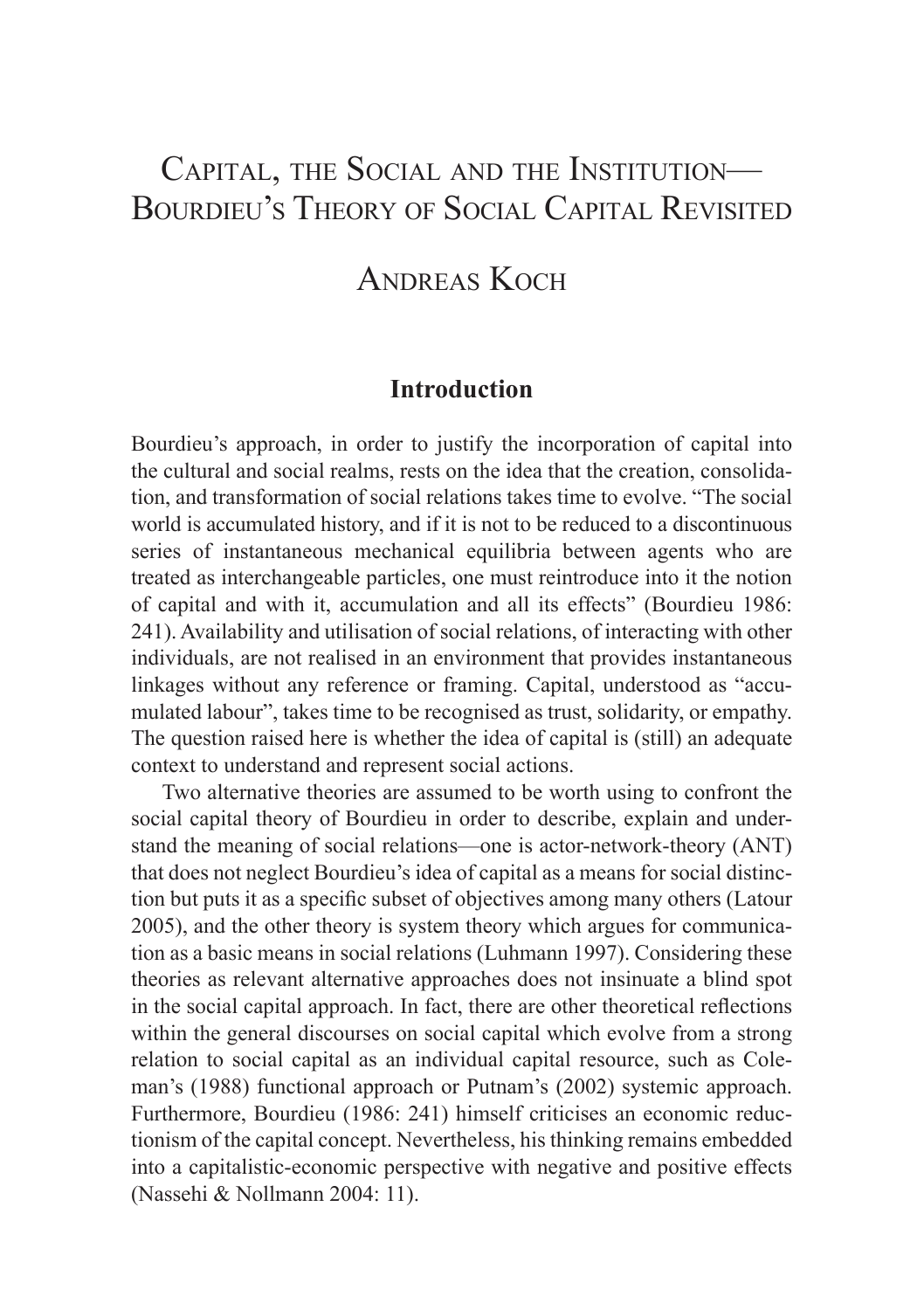# Capital, the Social and the Institution—Bourdieu's Theory of Social Capital Revisited

## Andreas Koch

### Introduction

Bourdieu's approach, in order to justify the incorporation of capital into the cultural and social realms, rests on the idea that the creation, consolidation, and transformation of social relations takes time to evolve. "The social world is accumulated history, and if it is not to be reduced to a discontinuous series of instantaneous mechanical equilibria between agents who are treated as interchangeable particles, one must reintroduce into it the notion of capital and with it, accumulation and all its effects" (Bourdieu 1986: 241). Availability and utilisation of social relations, of interacting with other individuals, are not realised in an environment that provides instantaneous linkages without any reference or framing. Capital, understood as "accumulated labour", takes time to be recognised as trust, solidarity, or empathy. The question raised here is whether the idea of capital is (still) an adequate context to understand and represent social actions.

Two alternative theories are assumed to be worth using to confront the social capital theory of Bourdieu in order to describe, explain and understand the meaning of social relations—one is actor-network-theory (ANT) that does not neglect Bourdieu's idea of capital as a means for social distinction but puts it as a specific subset of objectives among many others (Latour 2005), and the other theory is system theory which argues for communication as a basic means in social relations (Luhmann 1997). Considering these theories as relevant alternative approaches does not insinuate a blind spot in the social capital approach. In fact, there are other theoretical reflections within the general discourses on social capital which evolve from a strong relation to social capital as an individual capital resource, such as Coleman's (1988) functional approach or Putnam's (2002) systemic approach. Furthermore, Bourdieu (1986: 241) himself criticises an economic reductionism of the capital concept. Nevertheless, his thinking remains embedded into a capitalistic-economic perspective with negative and positive effects (Nassehi & Nollmann 2004: 11).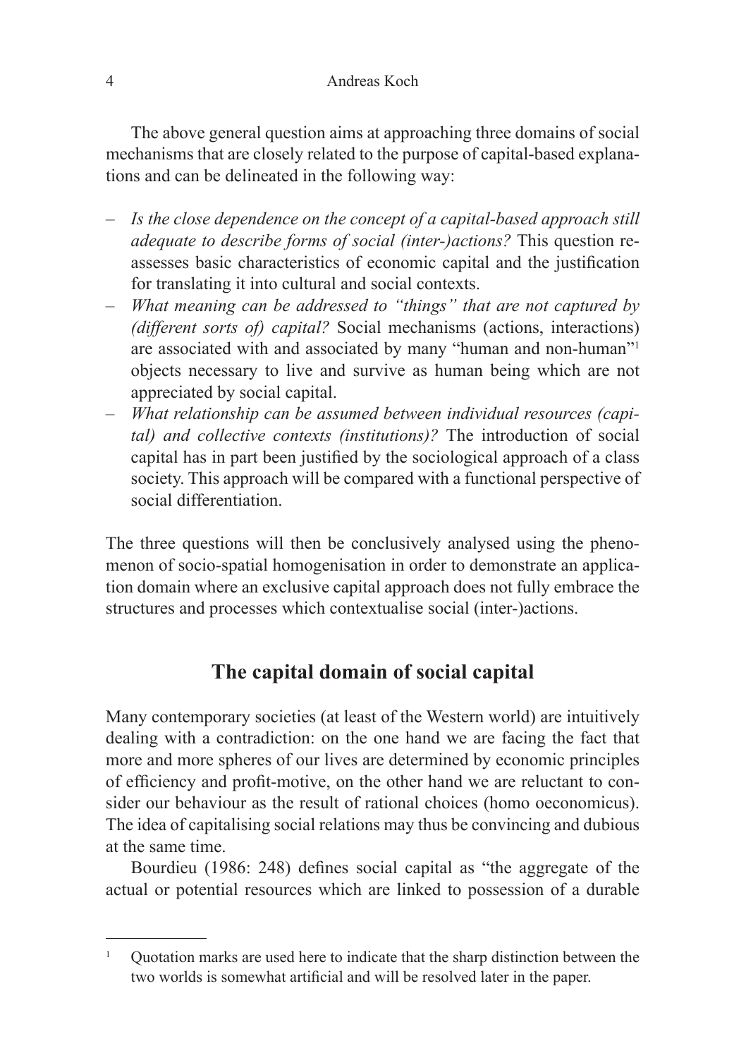The above general question aims at approaching three domains of social mechanisms that are closely related to the purpose of capital-based explanations and can be delineated in the following way:

- *Is the close dependence on the concept of a capital-based approach still adequate to describe forms of social (inter-)actions?* This question reassesses basic characteristics of economic capital and the justification for translating it into cultural and social contexts.
- *What meaning can be addressed to "things" that are not captured by (different sorts of) capital?* Social mechanisms (actions, interactions) are associated with and associated by many "human and non-human"[1] objects necessary to live and survive as human being which are not appreciated by social capital.
- *What relationship can be assumed between individual resources (capital) and collective contexts (institutions)?* The introduction of social capital has in part been justified by the sociological approach of a class society. This approach will be compared with a functional perspective of social differentiation.

The three questions will then be conclusively analysed using the phenomenon of socio-spatial homogenisation in order to demonstrate an application domain where an exclusive capital approach does not fully embrace the structures and processes which contextualise social (inter-)actions.

## The capital domain of social capital

Many contemporary societies (at least of the Western world) are intuitively dealing with a contradiction: on the one hand we are facing the fact that more and more spheres of our lives are determined by economic principles of efficiency and profit-motive, on the other hand we are reluctant to consider our behaviour as the result of rational choices (homo oeconomicus). The idea of capitalising social relations may thus be convincing and dubious at the same time.

Bourdieu (1986: 248) defines social capital as "the aggregate of the actual or potential resources which are linked to possession of a durable

[1] Quotation marks are used here to indicate that the sharp distinction between the two worlds is somewhat artificial and will be resolved later in the paper.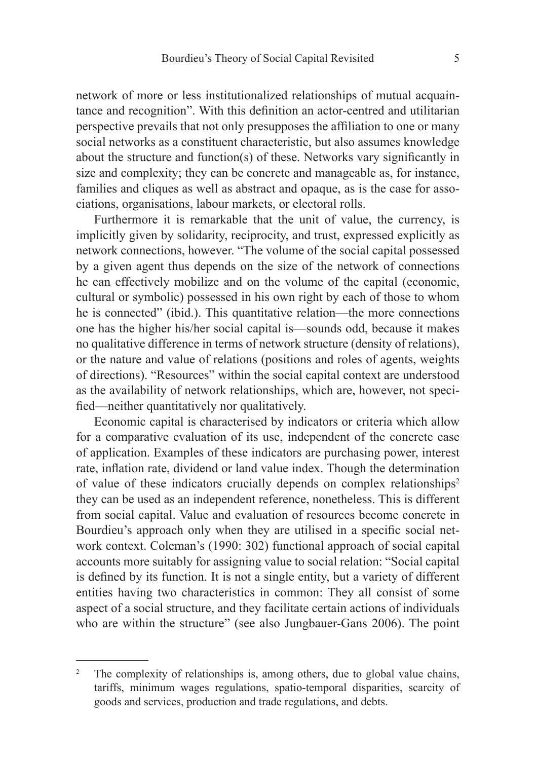network of more or less institutionalized relationships of mutual acquaintance and recognition". With this definition an actor-centred and utilitarian perspective prevails that not only presupposes the affiliation to one or many social networks as a constituent characteristic, but also assumes knowledge about the structure and function(s) of these. Networks vary significantly in size and complexity; they can be concrete and manageable as, for instance, families and cliques as well as abstract and opaque, as is the case for associations, organisations, labour markets, or electoral rolls.

Furthermore it is remarkable that the unit of value, the currency, is implicitly given by solidarity, reciprocity, and trust, expressed explicitly as network connections, however. "The volume of the social capital possessed by a given agent thus depends on the size of the network of connections he can effectively mobilize and on the volume of the capital (economic, cultural or symbolic) possessed in his own right by each of those to whom he is connected" (ibid.). This quantitative relation—the more connections one has the higher his/her social capital is—sounds odd, because it makes no qualitative difference in terms of network structure (density of relations), or the nature and value of relations (positions and roles of agents, weights of directions). "Resources" within the social capital context are understood as the availability of network relationships, which are, however, not specified—neither quantitatively nor qualitatively.

Economic capital is characterised by indicators or criteria which allow for a comparative evaluation of its use, independent of the concrete case of application. Examples of these indicators are purchasing power, interest rate, inflation rate, dividend or land value index. Though the determination of value of these indicators crucially depends on complex relationships[2] they can be used as an independent reference, nonetheless. This is different from social capital. Value and evaluation of resources become concrete in Bourdieu's approach only when they are utilised in a specific social network context. Coleman's (1990: 302) functional approach of social capital accounts more suitably for assigning value to social relation: "Social capital is defined by its function. It is not a single entity, but a variety of different entities having two characteristics in common: They all consist of some aspect of a social structure, and they facilitate certain actions of individuals who are within the structure" (see also Jungbauer-Gans 2006). The point

---

[2] The complexity of relationships is, among others, due to global value chains, tariffs, minimum wages regulations, spatio-temporal disparities, scarcity of goods and services, production and trade regulations, and debts.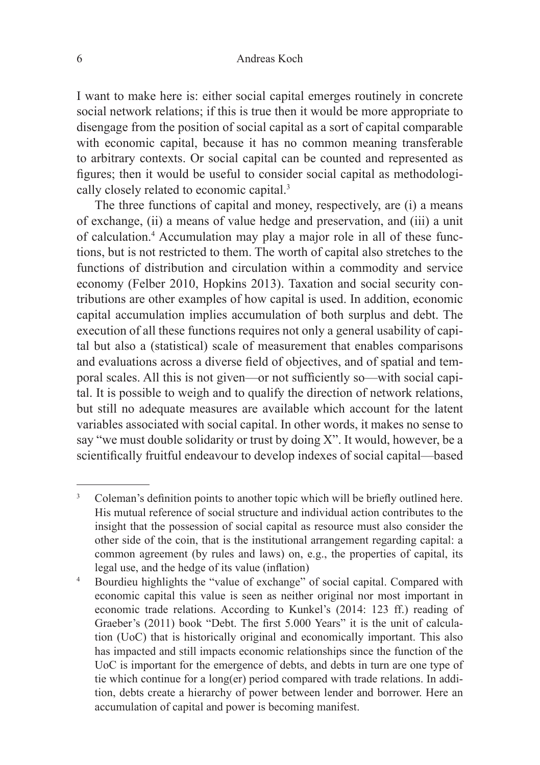I want to make here is: either social capital emerges routinely in concrete social network relations; if this is true then it would be more appropriate to disengage from the position of social capital as a sort of capital comparable with economic capital, because it has no common meaning transferable to arbitrary contexts. Or social capital can be counted and represented as figures; then it would be useful to consider social capital as methodologically closely related to economic capital.[3]

The three functions of capital and money, respectively, are (i) a means of exchange, (ii) a means of value hedge and preservation, and (iii) a unit of calculation.[4] Accumulation may play a major role in all of these functions, but is not restricted to them. The worth of capital also stretches to the functions of distribution and circulation within a commodity and service economy (Felber 2010, Hopkins 2013). Taxation and social security contributions are other examples of how capital is used. In addition, economic capital accumulation implies accumulation of both surplus and debt. The execution of all these functions requires not only a general usability of capital but also a (statistical) scale of measurement that enables comparisons and evaluations across a diverse field of objectives, and of spatial and temporal scales. All this is not given—or not sufficiently so—with social capital. It is possible to weigh and to qualify the direction of network relations, but still no adequate measures are available which account for the latent variables associated with social capital. In other words, it makes no sense to say "we must double solidarity or trust by doing X". It would, however, be a scientifically fruitful endeavour to develop indexes of social capital—based

---

[3] Coleman's definition points to another topic which will be briefly outlined here. His mutual reference of social structure and individual action contributes to the insight that the possession of social capital as resource must also consider the other side of the coin, that is the institutional arrangement regarding capital: a common agreement (by rules and laws) on, e.g., the properties of capital, its legal use, and the hedge of its value (inflation)

[4] Bourdieu highlights the "value of exchange" of social capital. Compared with economic capital this value is seen as neither original nor most important in economic trade relations. According to Kunkel's (2014: 123 ff.) reading of Graeber's (2011) book "Debt. The first 5.000 Years" it is the unit of calculation (UoC) that is historically original and economically important. This also has impacted and still impacts economic relationships since the function of the UoC is important for the emergence of debts, and debts in turn are one type of tie which continue for a long(er) period compared with trade relations. In addition, debts create a hierarchy of power between lender and borrower. Here an accumulation of capital and power is becoming manifest.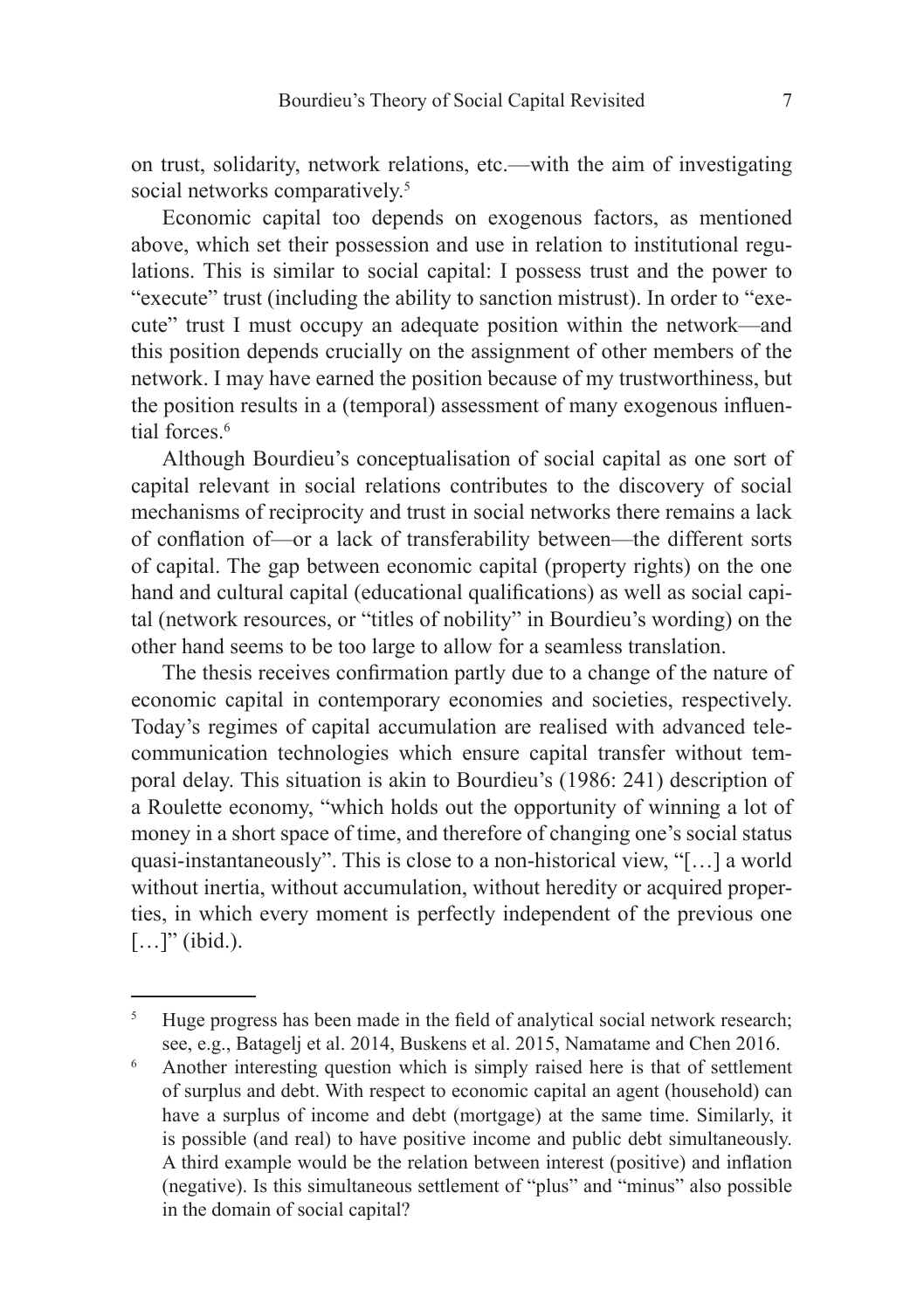on trust, solidarity, network relations, etc.—with the aim of investigating social networks comparatively.[5]

Economic capital too depends on exogenous factors, as mentioned above, which set their possession and use in relation to institutional regulations. This is similar to social capital: I possess trust and the power to "execute" trust (including the ability to sanction mistrust). In order to "execute" trust I must occupy an adequate position within the network—and this position depends crucially on the assignment of other members of the network. I may have earned the position because of my trustworthiness, but the position results in a (temporal) assessment of many exogenous influential forces.[6]

Although Bourdieu's conceptualisation of social capital as one sort of capital relevant in social relations contributes to the discovery of social mechanisms of reciprocity and trust in social networks there remains a lack of conflation of—or a lack of transferability between—the different sorts of capital. The gap between economic capital (property rights) on the one hand and cultural capital (educational qualifications) as well as social capital (network resources, or "titles of nobility" in Bourdieu's wording) on the other hand seems to be too large to allow for a seamless translation.

The thesis receives confirmation partly due to a change of the nature of economic capital in contemporary economies and societies, respectively. Today's regimes of capital accumulation are realised with advanced telecommunication technologies which ensure capital transfer without temporal delay. This situation is akin to Bourdieu's (1986: 241) description of a Roulette economy, "which holds out the opportunity of winning a lot of money in a short space of time, and therefore of changing one's social status quasi-instantaneously". This is close to a non-historical view, "[…] a world without inertia, without accumulation, without heredity or acquired properties, in which every moment is perfectly independent of the previous one […]" (ibid.).

---

[5] Huge progress has been made in the field of analytical social network research; see, e.g., Batagelj et al. 2014, Buskens et al. 2015, Namatame and Chen 2016.

[6] Another interesting question which is simply raised here is that of settlement of surplus and debt. With respect to economic capital an agent (household) can have a surplus of income and debt (mortgage) at the same time. Similarly, it is possible (and real) to have positive income and public debt simultaneously. A third example would be the relation between interest (positive) and inflation (negative). Is this simultaneous settlement of "plus" and "minus" also possible in the domain of social capital?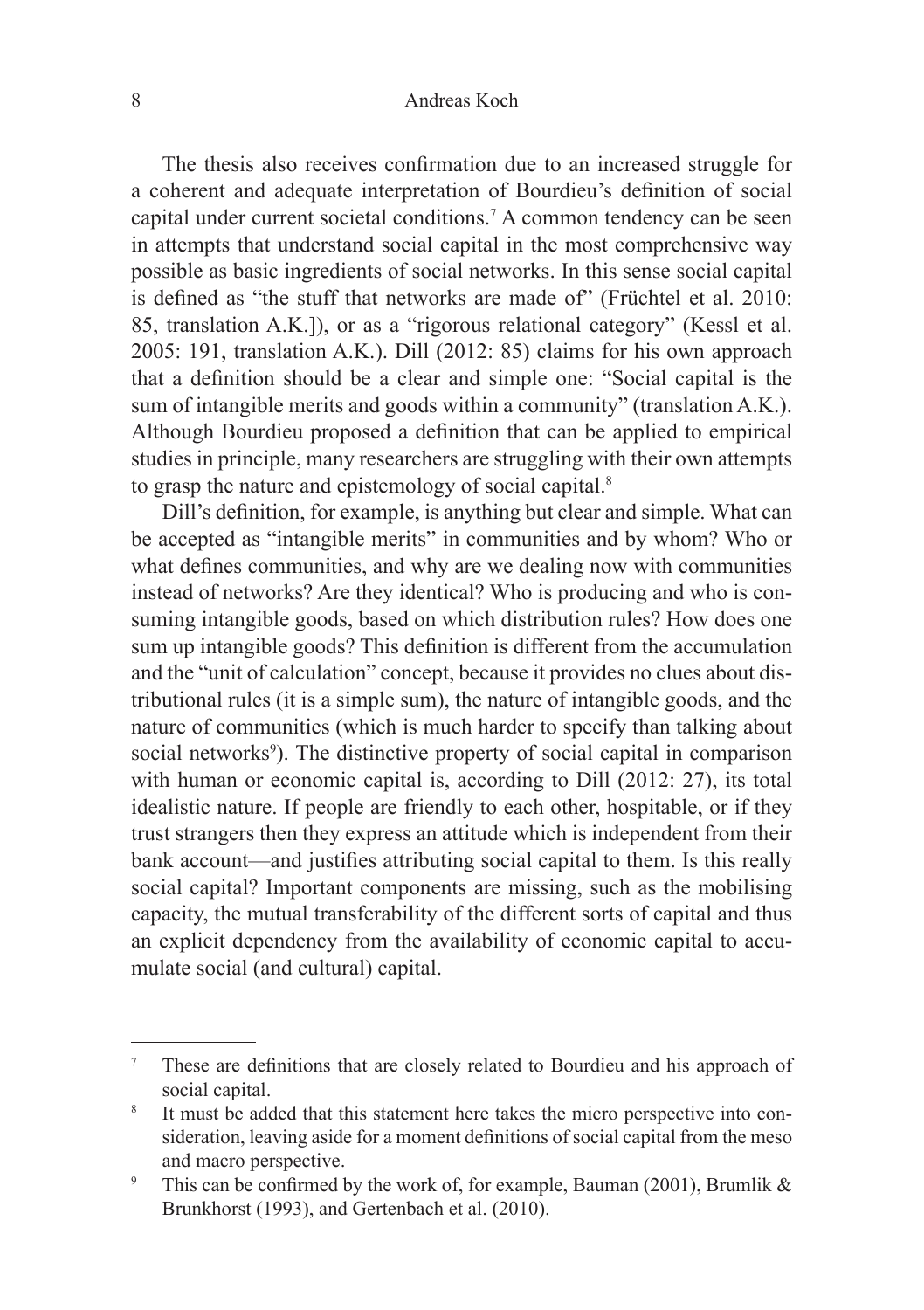The thesis also receives confirmation due to an increased struggle for a coherent and adequate interpretation of Bourdieu's definition of social capital under current societal conditions.[7] A common tendency can be seen in attempts that understand social capital in the most comprehensive way possible as basic ingredients of social networks. In this sense social capital is defined as "the stuff that networks are made of" (Früchtel et al. 2010: 85, translation A.K.]), or as a "rigorous relational category" (Kessl et al. 2005: 191, translation A.K.). Dill (2012: 85) claims for his own approach that a definition should be a clear and simple one: "Social capital is the sum of intangible merits and goods within a community" (translation A.K.). Although Bourdieu proposed a definition that can be applied to empirical studies in principle, many researchers are struggling with their own attempts to grasp the nature and epistemology of social capital.[8]

Dill's definition, for example, is anything but clear and simple. What can be accepted as "intangible merits" in communities and by whom? Who or what defines communities, and why are we dealing now with communities instead of networks? Are they identical? Who is producing and who is consuming intangible goods, based on which distribution rules? How does one sum up intangible goods? This definition is different from the accumulation and the "unit of calculation" concept, because it provides no clues about distributional rules (it is a simple sum), the nature of intangible goods, and the nature of communities (which is much harder to specify than talking about social networks[9]). The distinctive property of social capital in comparison with human or economic capital is, according to Dill (2012: 27), its total idealistic nature. If people are friendly to each other, hospitable, or if they trust strangers then they express an attitude which is independent from their bank account—and justifies attributing social capital to them. Is this really social capital? Important components are missing, such as the mobilising capacity, the mutual transferability of the different sorts of capital and thus an explicit dependency from the availability of economic capital to accumulate social (and cultural) capital.

---

[7] These are definitions that are closely related to Bourdieu and his approach of social capital.

[8] It must be added that this statement here takes the micro perspective into consideration, leaving aside for a moment definitions of social capital from the meso and macro perspective.

[9] This can be confirmed by the work of, for example, Bauman (2001), Brumlik & Brunkhorst (1993), and Gertenbach et al. (2010).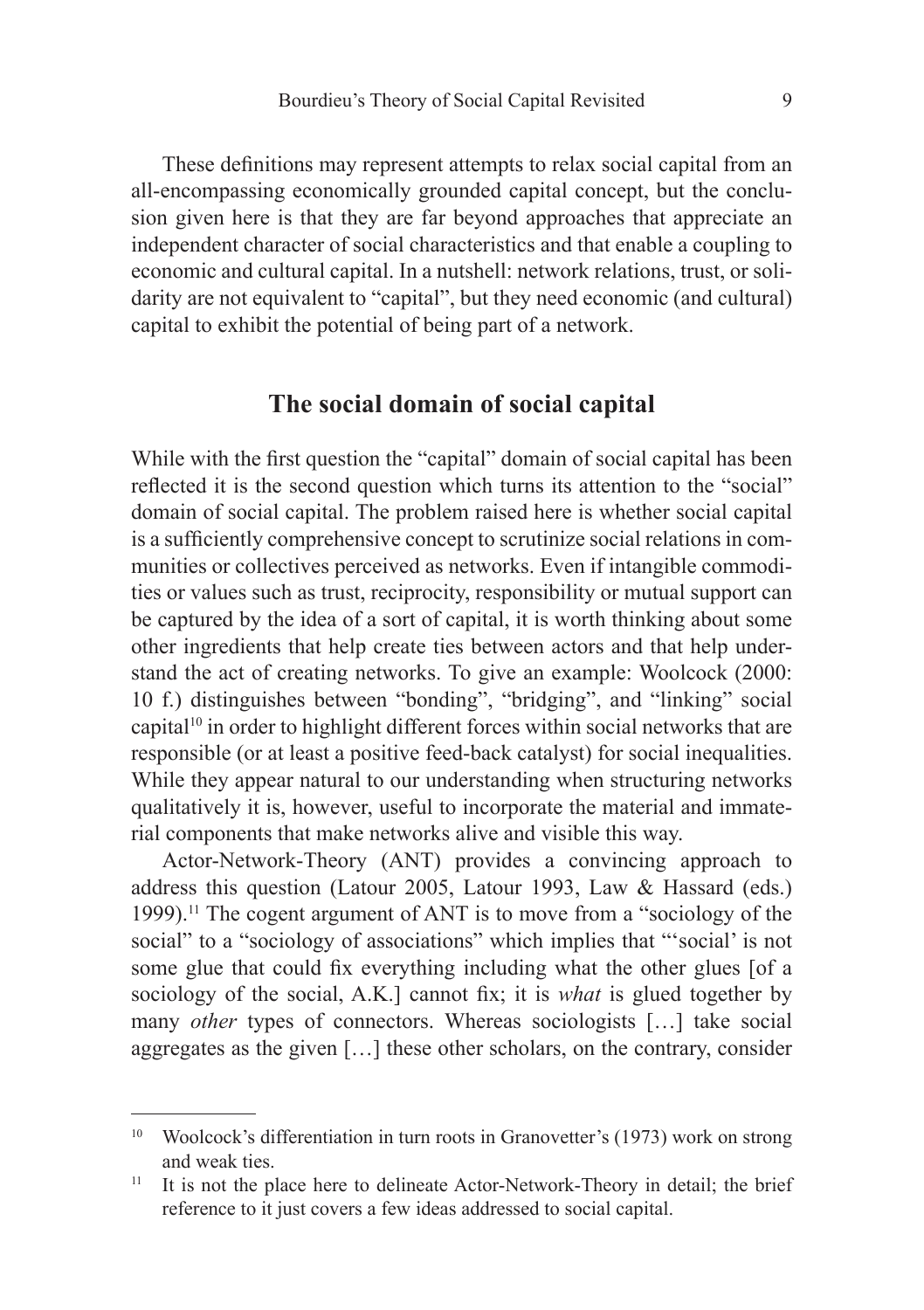These definitions may represent attempts to relax social capital from an all-encompassing economically grounded capital concept, but the conclusion given here is that they are far beyond approaches that appreciate an independent character of social characteristics and that enable a coupling to economic and cultural capital. In a nutshell: network relations, trust, or solidarity are not equivalent to "capital", but they need economic (and cultural) capital to exhibit the potential of being part of a network.

## The social domain of social capital

While with the first question the "capital" domain of social capital has been reflected it is the second question which turns its attention to the "social" domain of social capital. The problem raised here is whether social capital is a sufficiently comprehensive concept to scrutinize social relations in communities or collectives perceived as networks. Even if intangible commodities or values such as trust, reciprocity, responsibility or mutual support can be captured by the idea of a sort of capital, it is worth thinking about some other ingredients that help create ties between actors and that help understand the act of creating networks. To give an example: Woolcock (2000: 10 f.) distinguishes between "bonding", "bridging", and "linking" social capital[10] in order to highlight different forces within social networks that are responsible (or at least a positive feed-back catalyst) for social inequalities. While they appear natural to our understanding when structuring networks qualitatively it is, however, useful to incorporate the material and immaterial components that make networks alive and visible this way.

Actor-Network-Theory (ANT) provides a convincing approach to address this question (Latour 2005, Latour 1993, Law & Hassard (eds.) 1999).[11] The cogent argument of ANT is to move from a "sociology of the social" to a "sociology of associations" which implies that "'social' is not some glue that could fix everything including what the other glues [of a sociology of the social, A.K.] cannot fix; it is *what* is glued together by many *other* types of connectors. Whereas sociologists […] take social aggregates as the given […] these other scholars, on the contrary, consider

---

[10] Woolcock's differentiation in turn roots in Granovetter's (1973) work on strong and weak ties.

[11] It is not the place here to delineate Actor-Network-Theory in detail; the brief reference to it just covers a few ideas addressed to social capital.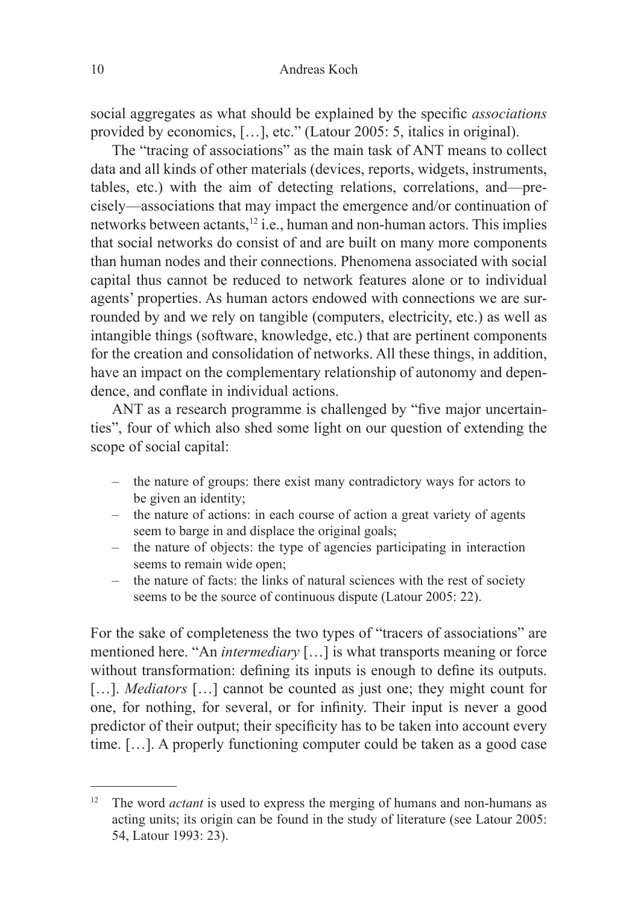social aggregates as what should be explained by the specific *associations* provided by economics, […], etc." (Latour 2005: 5, italics in original).

The "tracing of associations" as the main task of ANT means to collect data and all kinds of other materials (devices, reports, widgets, instruments, tables, etc.) with the aim of detecting relations, correlations, and—precisely—associations that may impact the emergence and/or continuation of networks between actants,[12] i.e., human and non-human actors. This implies that social networks do consist of and are built on many more components than human nodes and their connections. Phenomena associated with social capital thus cannot be reduced to network features alone or to individual agents' properties. As human actors endowed with connections we are surrounded by and we rely on tangible (computers, electricity, etc.) as well as intangible things (software, knowledge, etc.) that are pertinent components for the creation and consolidation of networks. All these things, in addition, have an impact on the complementary relationship of autonomy and dependence, and conflate in individual actions.

ANT as a research programme is challenged by "five major uncertainties", four of which also shed some light on our question of extending the scope of social capital:

- the nature of groups: there exist many contradictory ways for actors to be given an identity;
- the nature of actions: in each course of action a great variety of agents seem to barge in and displace the original goals;
- the nature of objects: the type of agencies participating in interaction seems to remain wide open;
- the nature of facts: the links of natural sciences with the rest of society seems to be the source of continuous dispute (Latour 2005: 22).

For the sake of completeness the two types of "tracers of associations" are mentioned here. "An *intermediary* […] is what transports meaning or force without transformation: defining its inputs is enough to define its outputs. […]. *Mediators* […] cannot be counted as just one; they might count for one, for nothing, for several, or for infinity. Their input is never a good predictor of their output; their specificity has to be taken into account every time. […]. A properly functioning computer could be taken as a good case

---

[12] The word *actant* is used to express the merging of humans and non-humans as acting units; its origin can be found in the study of literature (see Latour 2005: 54, Latour 1993: 23).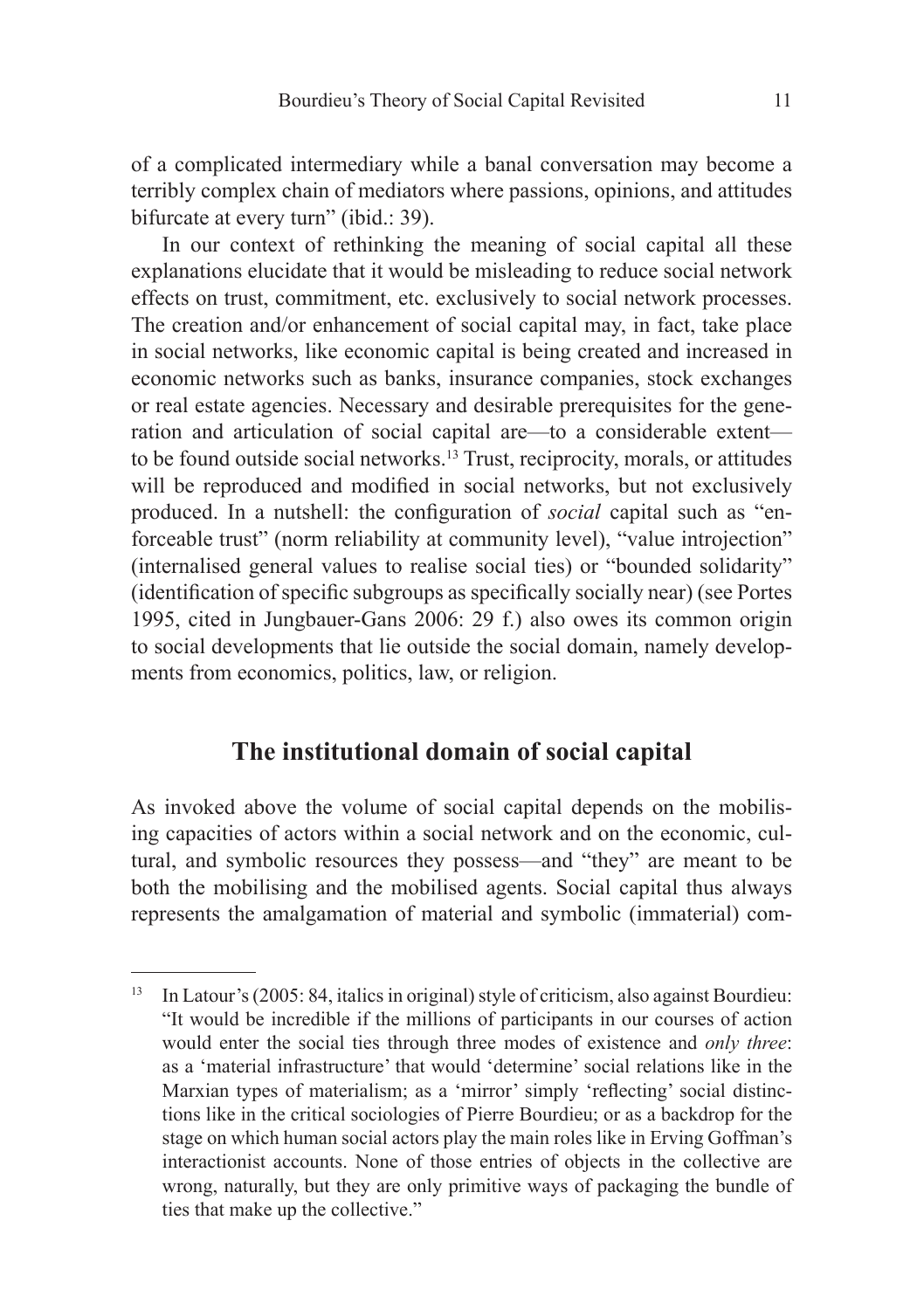of a complicated intermediary while a banal conversation may become a terribly complex chain of mediators where passions, opinions, and attitudes bifurcate at every turn" (ibid.: 39).

In our context of rethinking the meaning of social capital all these explanations elucidate that it would be misleading to reduce social network effects on trust, commitment, etc. exclusively to social network processes. The creation and/or enhancement of social capital may, in fact, take place in social networks, like economic capital is being created and increased in economic networks such as banks, insurance companies, stock exchanges or real estate agencies. Necessary and desirable prerequisites for the generation and articulation of social capital are—to a considerable extent—to be found outside social networks.[13] Trust, reciprocity, morals, or attitudes will be reproduced and modified in social networks, but not exclusively produced. In a nutshell: the configuration of *social* capital such as "enforceable trust" (norm reliability at community level), "value introjection" (internalised general values to realise social ties) or "bounded solidarity" (identification of specific subgroups as specifically socially near) (see Portes 1995, cited in Jungbauer-Gans 2006: 29 f.) also owes its common origin to social developments that lie outside the social domain, namely developments from economics, politics, law, or religion.

## The institutional domain of social capital

As invoked above the volume of social capital depends on the mobilising capacities of actors within a social network and on the economic, cultural, and symbolic resources they possess—and "they" are meant to be both the mobilising and the mobilised agents. Social capital thus always represents the amalgamation of material and symbolic (immaterial) com-

---

[13] In Latour's (2005: 84, italics in original) style of criticism, also against Bourdieu: "It would be incredible if the millions of participants in our courses of action would enter the social ties through three modes of existence and *only three*: as a 'material infrastructure' that would 'determine' social relations like in the Marxian types of materialism; as a 'mirror' simply 'reflecting' social distinctions like in the critical sociologies of Pierre Bourdieu; or as a backdrop for the stage on which human social actors play the main roles like in Erving Goffman's interactionist accounts. None of those entries of objects in the collective are wrong, naturally, but they are only primitive ways of packaging the bundle of ties that make up the collective."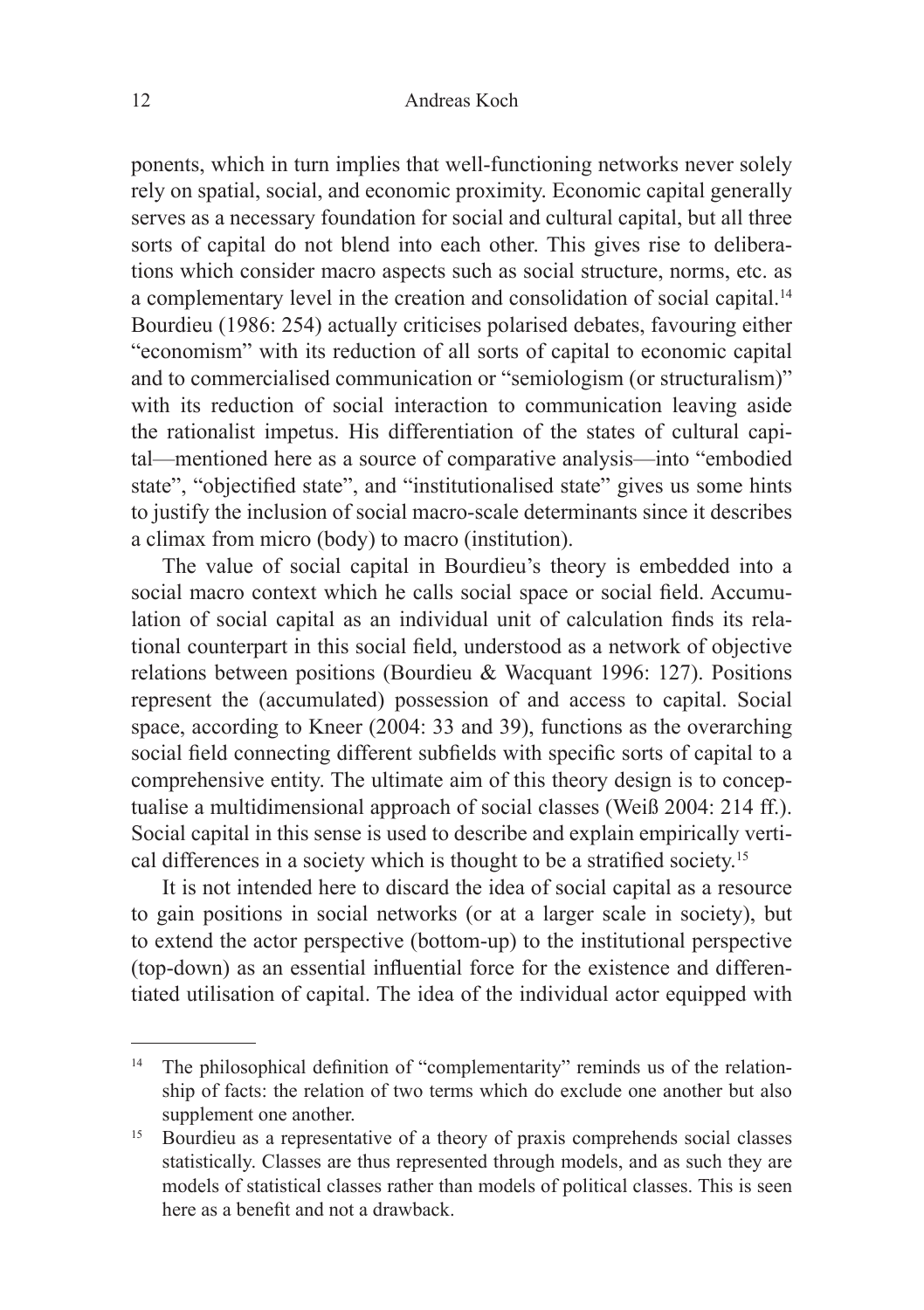ponents, which in turn implies that well-functioning networks never solely rely on spatial, social, and economic proximity. Economic capital generally serves as a necessary foundation for social and cultural capital, but all three sorts of capital do not blend into each other. This gives rise to deliberations which consider macro aspects such as social structure, norms, etc. as a complementary level in the creation and consolidation of social capital.[14] Bourdieu (1986: 254) actually criticises polarised debates, favouring either "economism" with its reduction of all sorts of capital to economic capital and to commercialised communication or "semiologism (or structuralism)" with its reduction of social interaction to communication leaving aside the rationalist impetus. His differentiation of the states of cultural capital—mentioned here as a source of comparative analysis—into "embodied state", "objectified state", and "institutionalised state" gives us some hints to justify the inclusion of social macro-scale determinants since it describes a climax from micro (body) to macro (institution).

The value of social capital in Bourdieu's theory is embedded into a social macro context which he calls social space or social field. Accumulation of social capital as an individual unit of calculation finds its relational counterpart in this social field, understood as a network of objective relations between positions (Bourdieu & Wacquant 1996: 127). Positions represent the (accumulated) possession of and access to capital. Social space, according to Kneer (2004: 33 and 39), functions as the overarching social field connecting different subfields with specific sorts of capital to a comprehensive entity. The ultimate aim of this theory design is to conceptualise a multidimensional approach of social classes (Weiß 2004: 214 ff.). Social capital in this sense is used to describe and explain empirically vertical differences in a society which is thought to be a stratified society.[15]

It is not intended here to discard the idea of social capital as a resource to gain positions in social networks (or at a larger scale in society), but to extend the actor perspective (bottom-up) to the institutional perspective (top-down) as an essential influential force for the existence and differentiated utilisation of capital. The idea of the individual actor equipped with

---

[14] The philosophical definition of "complementarity" reminds us of the relationship of facts: the relation of two terms which do exclude one another but also supplement one another.

[15] Bourdieu as a representative of a theory of praxis comprehends social classes statistically. Classes are thus represented through models, and as such they are models of statistical classes rather than models of political classes. This is seen here as a benefit and not a drawback.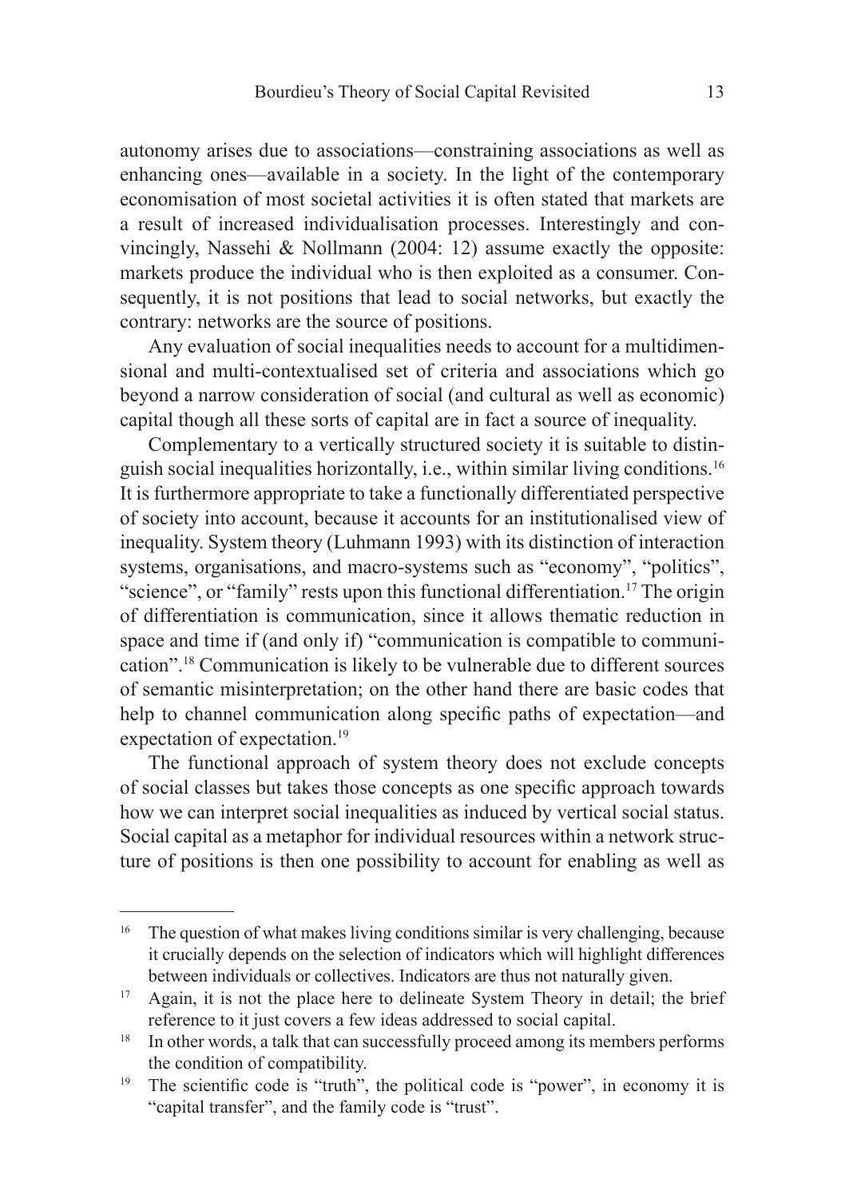autonomy arises due to associations—constraining associations as well as enhancing ones—available in a society. In the light of the contemporary economisation of most societal activities it is often stated that markets are a result of increased individualisation processes. Interestingly and convincingly, Nassehi & Nollmann (2004: 12) assume exactly the opposite: markets produce the individual who is then exploited as a consumer. Consequently, it is not positions that lead to social networks, but exactly the contrary: networks are the source of positions.

Any evaluation of social inequalities needs to account for a multidimensional and multi-contextualised set of criteria and associations which go beyond a narrow consideration of social (and cultural as well as economic) capital though all these sorts of capital are in fact a source of inequality.

Complementary to a vertically structured society it is suitable to distinguish social inequalities horizontally, i.e., within similar living conditions.[16] It is furthermore appropriate to take a functionally differentiated perspective of society into account, because it accounts for an institutionalised view of inequality. System theory (Luhmann 1993) with its distinction of interaction systems, organisations, and macro-systems such as "economy", "politics", "science", or "family" rests upon this functional differentiation.[17] The origin of differentiation is communication, since it allows thematic reduction in space and time if (and only if) "communication is compatible to communication".[18] Communication is likely to be vulnerable due to different sources of semantic misinterpretation; on the other hand there are basic codes that help to channel communication along specific paths of expectation—and expectation of expectation.[19]

The functional approach of system theory does not exclude concepts of social classes but takes those concepts as one specific approach towards how we can interpret social inequalities as induced by vertical social status. Social capital as a metaphor for individual resources within a network structure of positions is then one possibility to account for enabling as well as

---

[16] The question of what makes living conditions similar is very challenging, because it crucially depends on the selection of indicators which will highlight differences between individuals or collectives. Indicators are thus not naturally given.

[17] Again, it is not the place here to delineate System Theory in detail; the brief reference to it just covers a few ideas addressed to social capital.

[18] In other words, a talk that can successfully proceed among its members performs the condition of compatibility.

[19] The scientific code is "truth", the political code is "power", in economy it is "capital transfer", and the family code is "trust".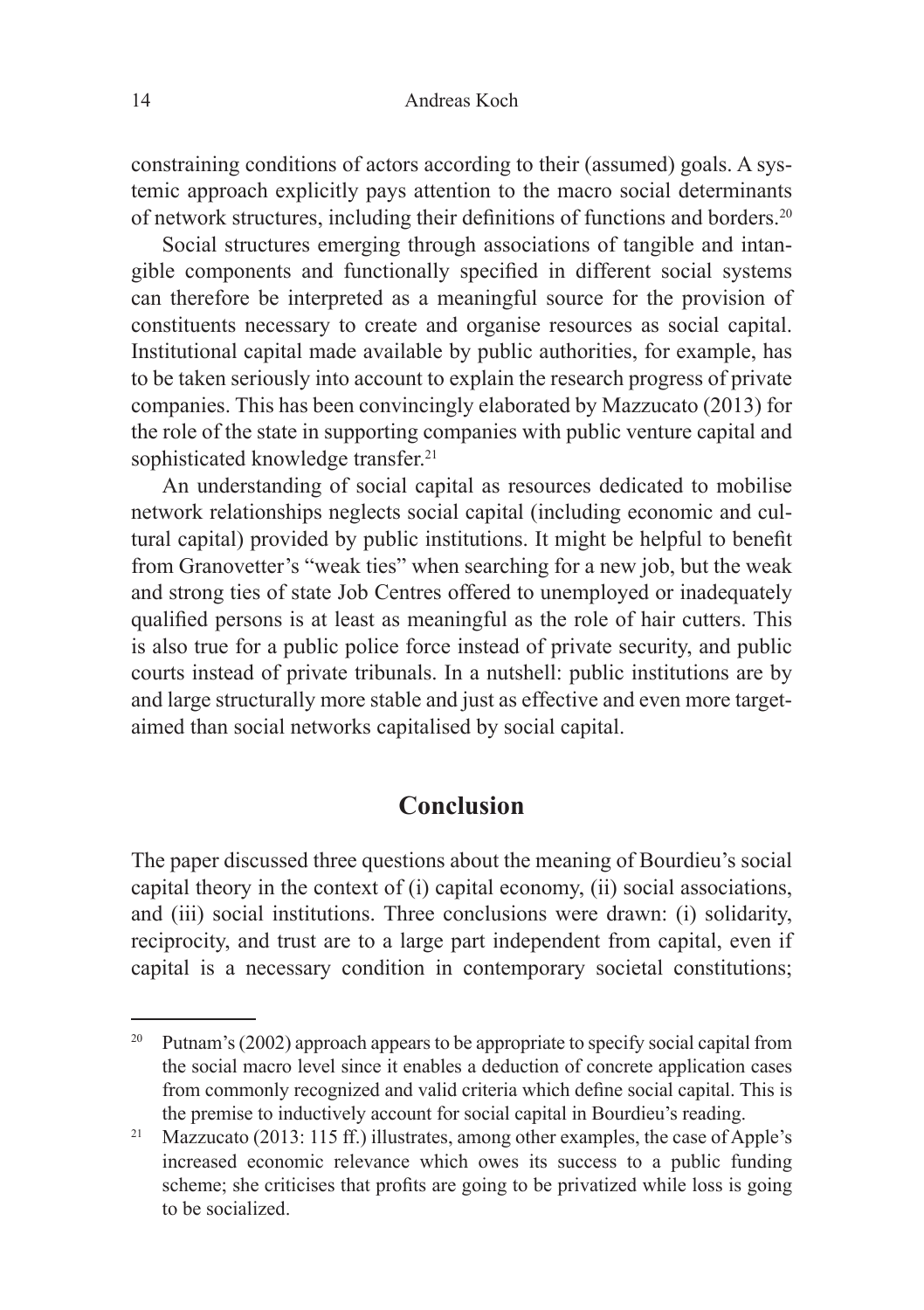constraining conditions of actors according to their (assumed) goals. A systemic approach explicitly pays attention to the macro social determinants of network structures, including their definitions of functions and borders.[20]

Social structures emerging through associations of tangible and intangible components and functionally specified in different social systems can therefore be interpreted as a meaningful source for the provision of constituents necessary to create and organise resources as social capital. Institutional capital made available by public authorities, for example, has to be taken seriously into account to explain the research progress of private companies. This has been convincingly elaborated by Mazzucato (2013) for the role of the state in supporting companies with public venture capital and sophisticated knowledge transfer.[21]

An understanding of social capital as resources dedicated to mobilise network relationships neglects social capital (including economic and cultural capital) provided by public institutions. It might be helpful to benefit from Granovetter's "weak ties" when searching for a new job, but the weak and strong ties of state Job Centres offered to unemployed or inadequately qualified persons is at least as meaningful as the role of hair cutters. This is also true for a public police force instead of private security, and public courts instead of private tribunals. In a nutshell: public institutions are by and large structurally more stable and just as effective and even more target-aimed than social networks capitalised by social capital.

## Conclusion

The paper discussed three questions about the meaning of Bourdieu's social capital theory in the context of (i) capital economy, (ii) social associations, and (iii) social institutions. Three conclusions were drawn: (i) solidarity, reciprocity, and trust are to a large part independent from capital, even if capital is a necessary condition in contemporary societal constitutions;

---

[20] Putnam's (2002) approach appears to be appropriate to specify social capital from the social macro level since it enables a deduction of concrete application cases from commonly recognized and valid criteria which define social capital. This is the premise to inductively account for social capital in Bourdieu's reading.

[21] Mazzucato (2013: 115 ff.) illustrates, among other examples, the case of Apple's increased economic relevance which owes its success to a public funding scheme; she criticises that profits are going to be privatized while loss is going to be socialized.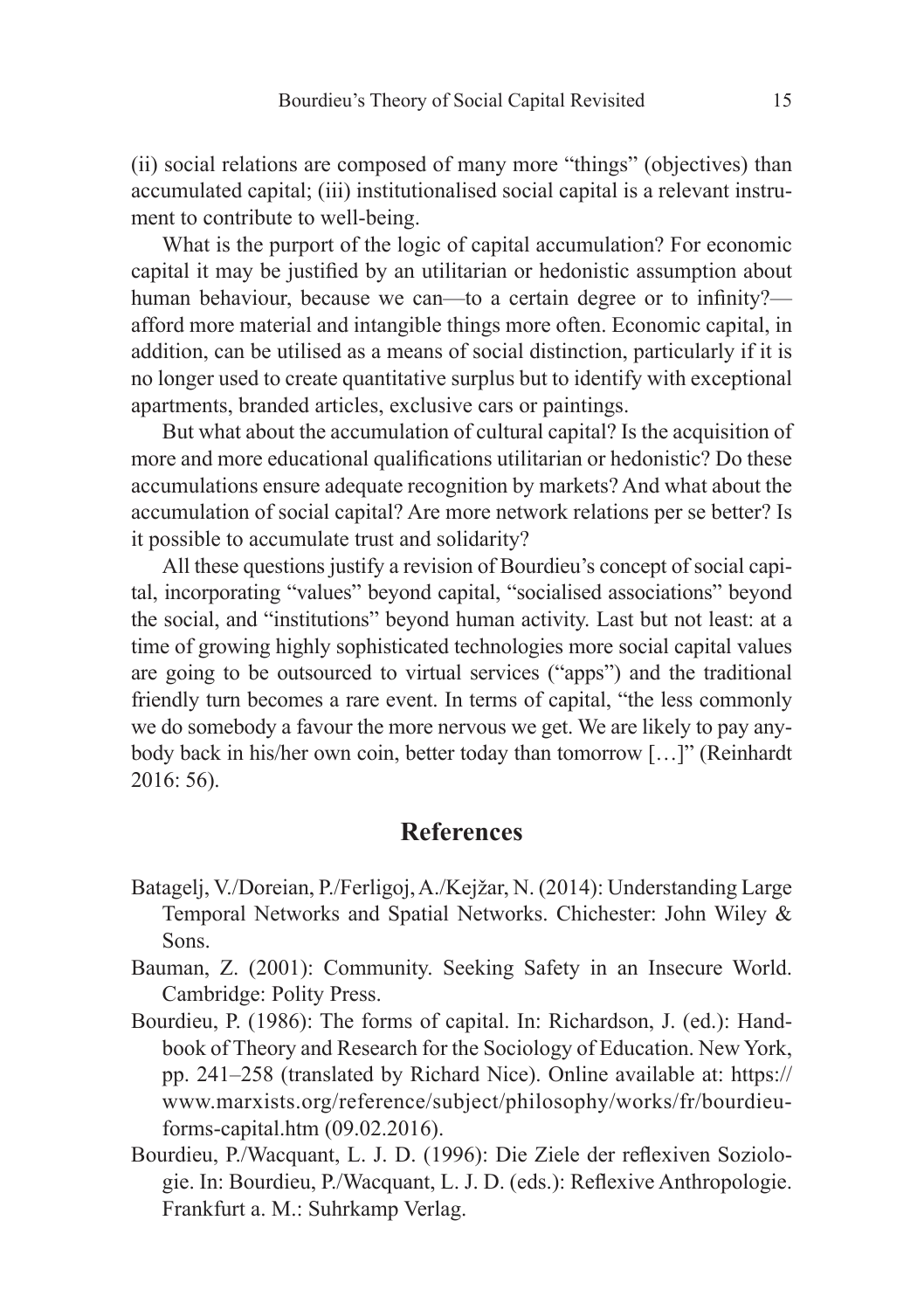(ii) social relations are composed of many more "things" (objectives) than accumulated capital; (iii) institutionalised social capital is a relevant instrument to contribute to well-being.

What is the purport of the logic of capital accumulation? For economic capital it may be justified by an utilitarian or hedonistic assumption about human behaviour, because we can—to a certain degree or to infinity?—afford more material and intangible things more often. Economic capital, in addition, can be utilised as a means of social distinction, particularly if it is no longer used to create quantitative surplus but to identify with exceptional apartments, branded articles, exclusive cars or paintings.

But what about the accumulation of cultural capital? Is the acquisition of more and more educational qualifications utilitarian or hedonistic? Do these accumulations ensure adequate recognition by markets? And what about the accumulation of social capital? Are more network relations per se better? Is it possible to accumulate trust and solidarity?

All these questions justify a revision of Bourdieu's concept of social capital, incorporating "values" beyond capital, "socialised associations" beyond the social, and "institutions" beyond human activity. Last but not least: at a time of growing highly sophisticated technologies more social capital values are going to be outsourced to virtual services ("apps") and the traditional friendly turn becomes a rare event. In terms of capital, "the less commonly we do somebody a favour the more nervous we get. We are likely to pay anybody back in his/her own coin, better today than tomorrow […]" (Reinhardt 2016: 56).

## References

Batagelj, V./Doreian, P./Ferligoj, A./Kejžar, N. (2014): Understanding Large Temporal Networks and Spatial Networks. Chichester: John Wiley & Sons.

Bauman, Z. (2001): Community. Seeking Safety in an Insecure World. Cambridge: Polity Press.

Bourdieu, P. (1986): The forms of capital. In: Richardson, J. (ed.): Handbook of Theory and Research for the Sociology of Education. New York, pp. 241–258 (translated by Richard Nice). Online available at: https://www.marxists.org/reference/subject/philosophy/works/fr/bourdieu-forms-capital.htm (09.02.2016).

Bourdieu, P./Wacquant, L. J. D. (1996): Die Ziele der reflexiven Soziologie. In: Bourdieu, P./Wacquant, L. J. D. (eds.): Reflexive Anthropologie. Frankfurt a. M.: Suhrkamp Verlag.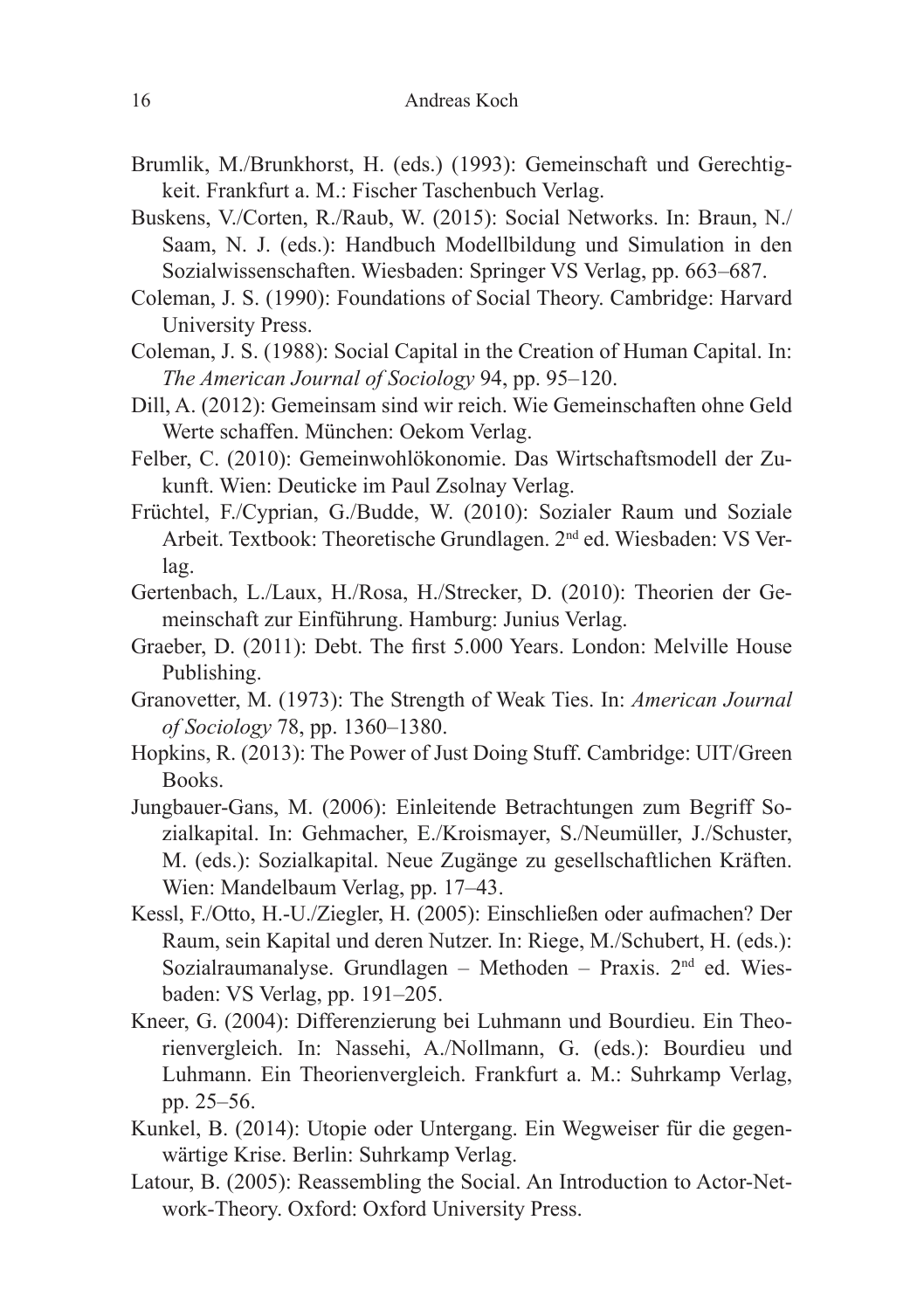Brumlik, M./Brunkhorst, H. (eds.) (1993): Gemeinschaft und Gerechtigkeit. Frankfurt a. M.: Fischer Taschenbuch Verlag.

Buskens, V./Corten, R./Raub, W. (2015): Social Networks. In: Braun, N./Saam, N. J. (eds.): Handbuch Modellbildung und Simulation in den Sozialwissenschaften. Wiesbaden: Springer VS Verlag, pp. 663–687.

Coleman, J. S. (1990): Foundations of Social Theory. Cambridge: Harvard University Press.

Coleman, J. S. (1988): Social Capital in the Creation of Human Capital. In: *The American Journal of Sociology* 94, pp. 95–120.

Dill, A. (2012): Gemeinsam sind wir reich. Wie Gemeinschaften ohne Geld Werte schaffen. München: Oekom Verlag.

Felber, C. (2010): Gemeinwohlökonomie. Das Wirtschaftsmodell der Zukunft. Wien: Deuticke im Paul Zsolnay Verlag.

Früchtel, F./Cyprian, G./Budde, W. (2010): Sozialer Raum und Soziale Arbeit. Textbook: Theoretische Grundlagen. 2nd ed. Wiesbaden: VS Verlag.

Gertenbach, L./Laux, H./Rosa, H./Strecker, D. (2010): Theorien der Gemeinschaft zur Einführung. Hamburg: Junius Verlag.

Graeber, D. (2011): Debt. The first 5.000 Years. London: Melville House Publishing.

Granovetter, M. (1973): The Strength of Weak Ties. In: *American Journal of Sociology* 78, pp. 1360–1380.

Hopkins, R. (2013): The Power of Just Doing Stuff. Cambridge: UIT/Green Books.

Jungbauer-Gans, M. (2006): Einleitende Betrachtungen zum Begriff Sozialkapital. In: Gehmacher, E./Kroismayer, S./Neumüller, J./Schuster, M. (eds.): Sozialkapital. Neue Zugänge zu gesellschaftlichen Kräften. Wien: Mandelbaum Verlag, pp. 17–43.

Kessl, F./Otto, H.-U./Ziegler, H. (2005): Einschließen oder aufmachen? Der Raum, sein Kapital und deren Nutzer. In: Riege, M./Schubert, H. (eds.): Sozialraumanalyse. Grundlagen – Methoden – Praxis. 2nd ed. Wiesbaden: VS Verlag, pp. 191–205.

Kneer, G. (2004): Differenzierung bei Luhmann und Bourdieu. Ein Theorienvergleich. In: Nassehi, A./Nollmann, G. (eds.): Bourdieu und Luhmann. Ein Theorienvergleich. Frankfurt a. M.: Suhrkamp Verlag, pp. 25–56.

Kunkel, B. (2014): Utopie oder Untergang. Ein Wegweiser für die gegenwärtige Krise. Berlin: Suhrkamp Verlag.

Latour, B. (2005): Reassembling the Social. An Introduction to Actor-Network-Theory. Oxford: Oxford University Press.